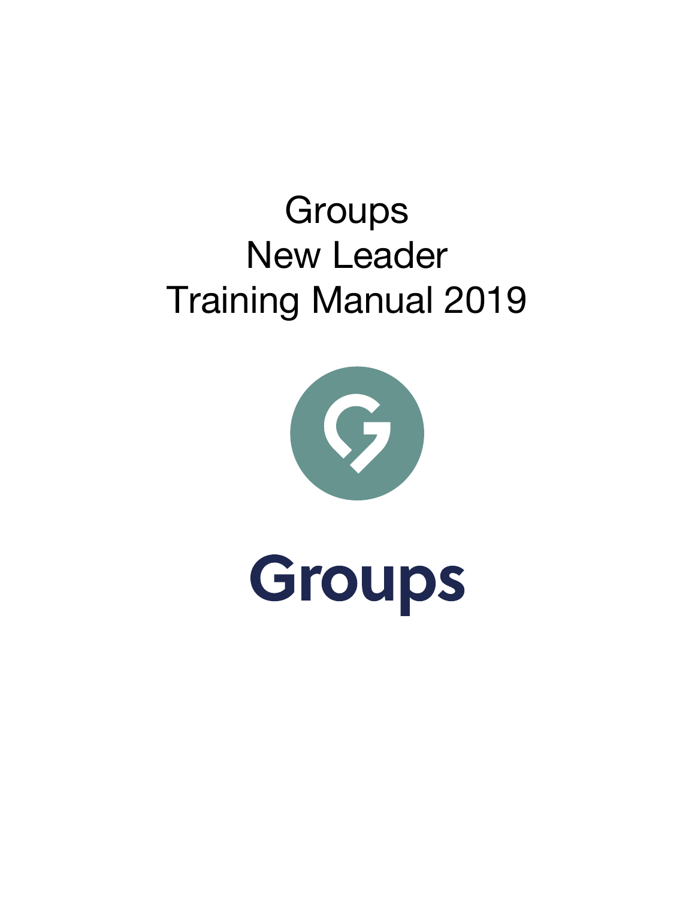# Groups
# New Leader
# Training Manual 2019

Groups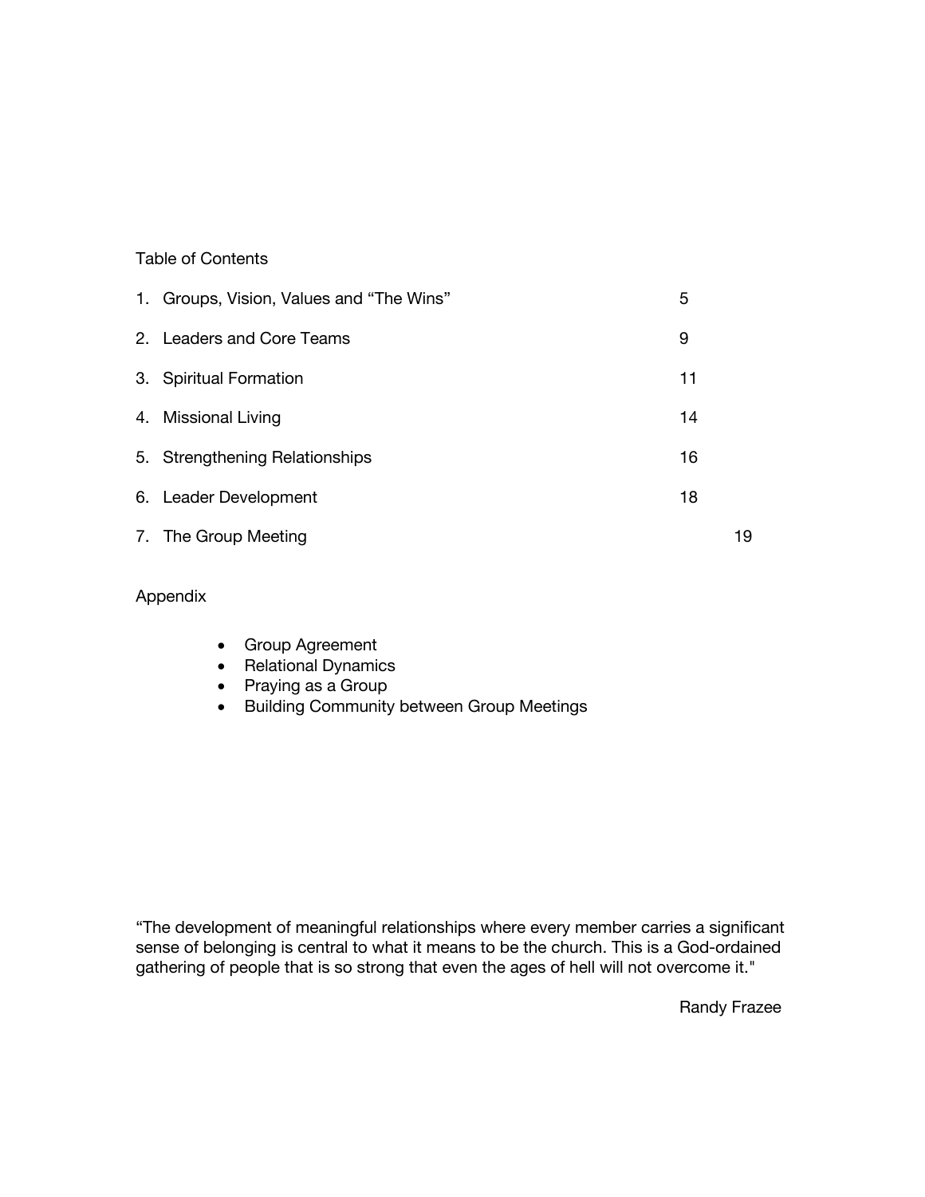# Table of Contents

| | | |
|---|---|---|
| 1. | Groups, Vision, Values and "The Wins" | 5 |
| 2. | Leaders and Core Teams | 9 |
| 3. | Spiritual Formation | 11 |
| 4. | Missional Living | 14 |
| 5. | Strengthening Relationships | 16 |
| 6. | Leader Development | 18 |
| 7. | The Group Meeting | 19 |

## Appendix

- Group Agreement
- Relational Dynamics
- Praying as a Group
- Building Community between Group Meetings

"The development of meaningful relationships where every member carries a significant sense of belonging is central to what it means to be the church. This is a God-ordained gathering of people that is so strong that even the ages of hell will not overcome it."

Randy Frazee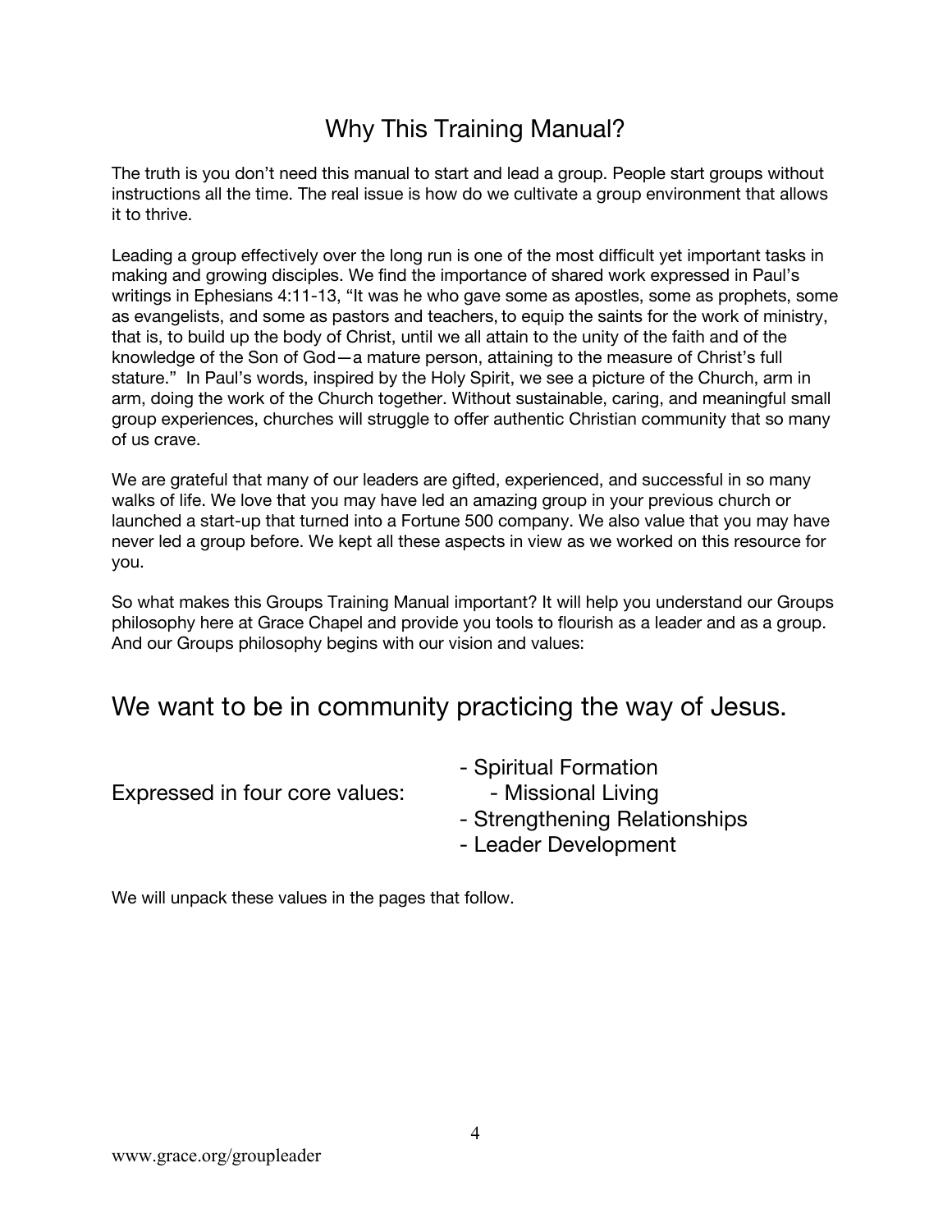# Why This Training Manual?

The truth is you don't need this manual to start and lead a group. People start groups without instructions all the time. The real issue is how do we cultivate a group environment that allows it to thrive.

Leading a group effectively over the long run is one of the most difficult yet important tasks in making and growing disciples. We find the importance of shared work expressed in Paul's writings in Ephesians 4:11-13, "It was he who gave some as apostles, some as prophets, some as evangelists, and some as pastors and teachers, to equip the saints for the work of ministry, that is, to build up the body of Christ, until we all attain to the unity of the faith and of the knowledge of the Son of God—a mature person, attaining to the measure of Christ's full stature." In Paul's words, inspired by the Holy Spirit, we see a picture of the Church, arm in arm, doing the work of the Church together. Without sustainable, caring, and meaningful small group experiences, churches will struggle to offer authentic Christian community that so many of us crave.

We are grateful that many of our leaders are gifted, experienced, and successful in so many walks of life. We love that you may have led an amazing group in your previous church or launched a start-up that turned into a Fortune 500 company. We also value that you may have never led a group before. We kept all these aspects in view as we worked on this resource for you.

So what makes this Groups Training Manual important? It will help you understand our Groups philosophy here at Grace Chapel and provide you tools to flourish as a leader and as a group. And our Groups philosophy begins with our vision and values:

## We want to be in community practicing the way of Jesus.

Expressed in four core values:

- Spiritual Formation
- Missional Living
- Strengthening Relationships
- Leader Development

We will unpack these values in the pages that follow.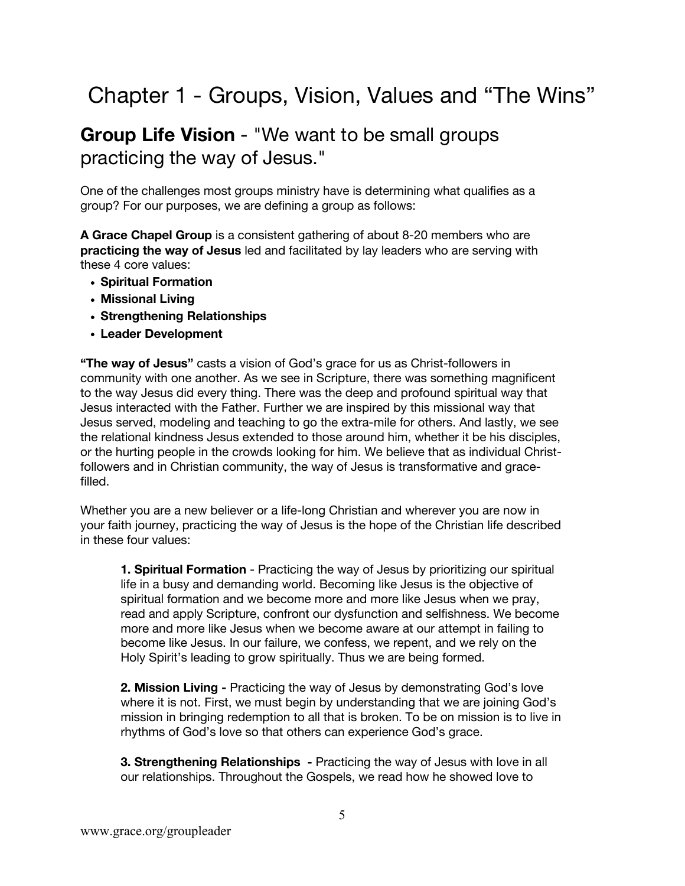# Chapter 1 - Groups, Vision, Values and "The Wins"

## **Group Life Vision** - "We want to be small groups practicing the way of Jesus."

One of the challenges most groups ministry have is determining what qualifies as a group? For our purposes, we are defining a group as follows:

**A Grace Chapel Group** is a consistent gathering of about 8-20 members who are **practicing the way of Jesus** led and facilitated by lay leaders who are serving with these 4 core values:

- **Spiritual Formation**
- **Missional Living**
- **Strengthening Relationships**
- **Leader Development**

**"The way of Jesus"** casts a vision of God's grace for us as Christ-followers in community with one another. As we see in Scripture, there was something magnificent to the way Jesus did every thing. There was the deep and profound spiritual way that Jesus interacted with the Father. Further we are inspired by this missional way that Jesus served, modeling and teaching to go the extra-mile for others. And lastly, we see the relational kindness Jesus extended to those around him, whether it be his disciples, or the hurting people in the crowds looking for him. We believe that as individual Christ-followers and in Christian community, the way of Jesus is transformative and grace-filled.

Whether you are a new believer or a life-long Christian and wherever you are now in your faith journey, practicing the way of Jesus is the hope of the Christian life described in these four values:

> **1. Spiritual Formation** - Practicing the way of Jesus by prioritizing our spiritual life in a busy and demanding world. Becoming like Jesus is the objective of spiritual formation and we become more and more like Jesus when we pray, read and apply Scripture, confront our dysfunction and selfishness. We become more and more like Jesus when we become aware at our attempt in failing to become like Jesus. In our failure, we confess, we repent, and we rely on the Holy Spirit's leading to grow spiritually. Thus we are being formed.
>
> **2. Mission Living -** Practicing the way of Jesus by demonstrating God's love where it is not. First, we must begin by understanding that we are joining God's mission in bringing redemption to all that is broken. To be on mission is to live in rhythms of God's love so that others can experience God's grace.
>
> **3. Strengthening Relationships -** Practicing the way of Jesus with love in all our relationships. Throughout the Gospels, we read how he showed love to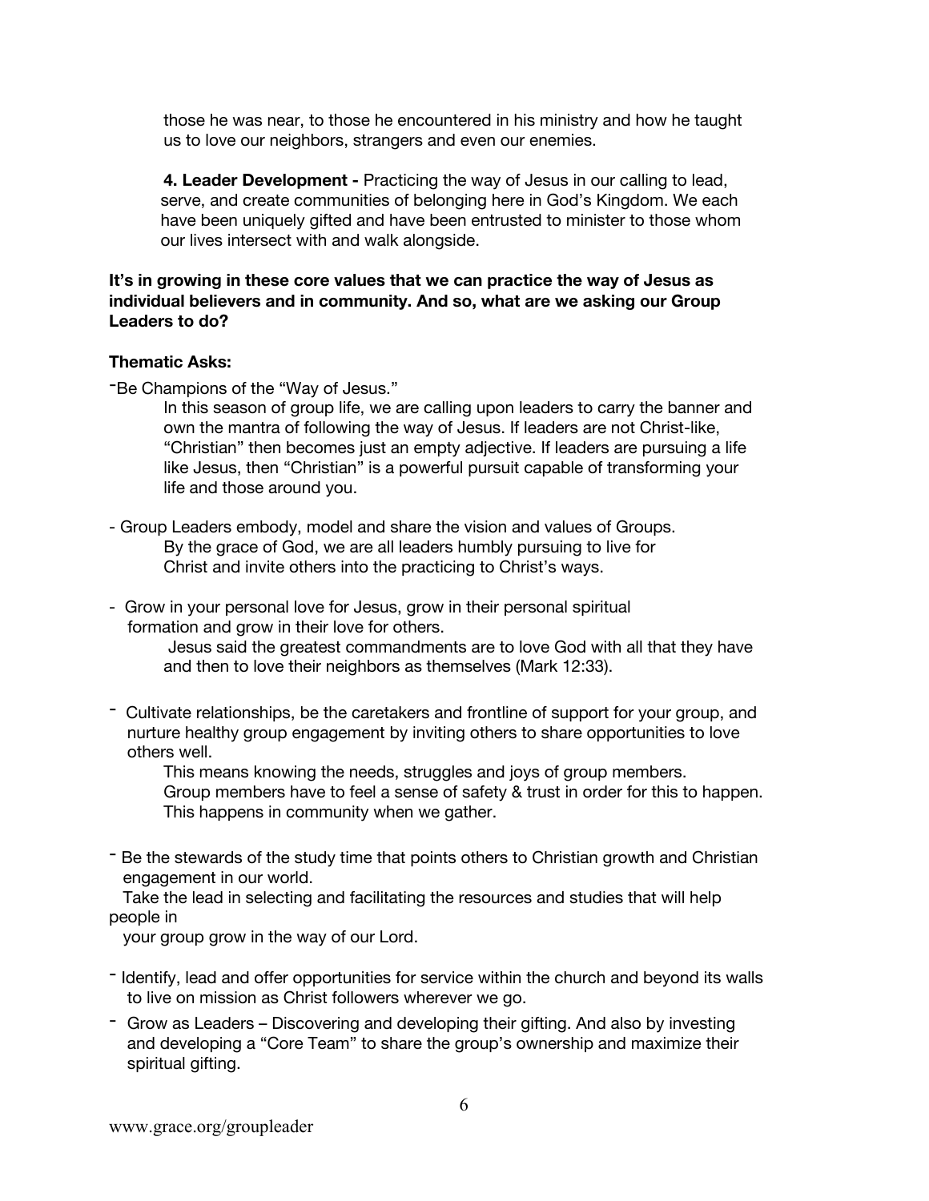those he was near, to those he encountered in his ministry and how he taught us to love our neighbors, strangers and even our enemies.

**4. Leader Development -** Practicing the way of Jesus in our calling to lead, serve, and create communities of belonging here in God's Kingdom. We each have been uniquely gifted and have been entrusted to minister to those whom our lives intersect with and walk alongside.

**It's in growing in these core values that we can practice the way of Jesus as individual believers and in community. And so, what are we asking our Group Leaders to do?**

**Thematic Asks:**

-Be Champions of the "Way of Jesus."

In this season of group life, we are calling upon leaders to carry the banner and own the mantra of following the way of Jesus. If leaders are not Christ-like, "Christian" then becomes just an empty adjective. If leaders are pursuing a life like Jesus, then "Christian" is a powerful pursuit capable of transforming your life and those around you.

- Group Leaders embody, model and share the vision and values of Groups.

By the grace of God, we are all leaders humbly pursuing to live for Christ and invite others into the practicing to Christ's ways.

- Grow in your personal love for Jesus, grow in their personal spiritual formation and grow in their love for others.

Jesus said the greatest commandments are to love God with all that they have and then to love their neighbors as themselves (Mark 12:33).

- Cultivate relationships, be the caretakers and frontline of support for your group, and nurture healthy group engagement by inviting others to share opportunities to love others well.

This means knowing the needs, struggles and joys of group members. Group members have to feel a sense of safety & trust in order for this to happen. This happens in community when we gather.

- Be the stewards of the study time that points others to Christian growth and Christian engagement in our world.

Take the lead in selecting and facilitating the resources and studies that will help people in your group grow in the way of our Lord.

- Identify, lead and offer opportunities for service within the church and beyond its walls to live on mission as Christ followers wherever we go.

- Grow as Leaders – Discovering and developing their gifting. And also by investing and developing a "Core Team" to share the group's ownership and maximize their spiritual gifting.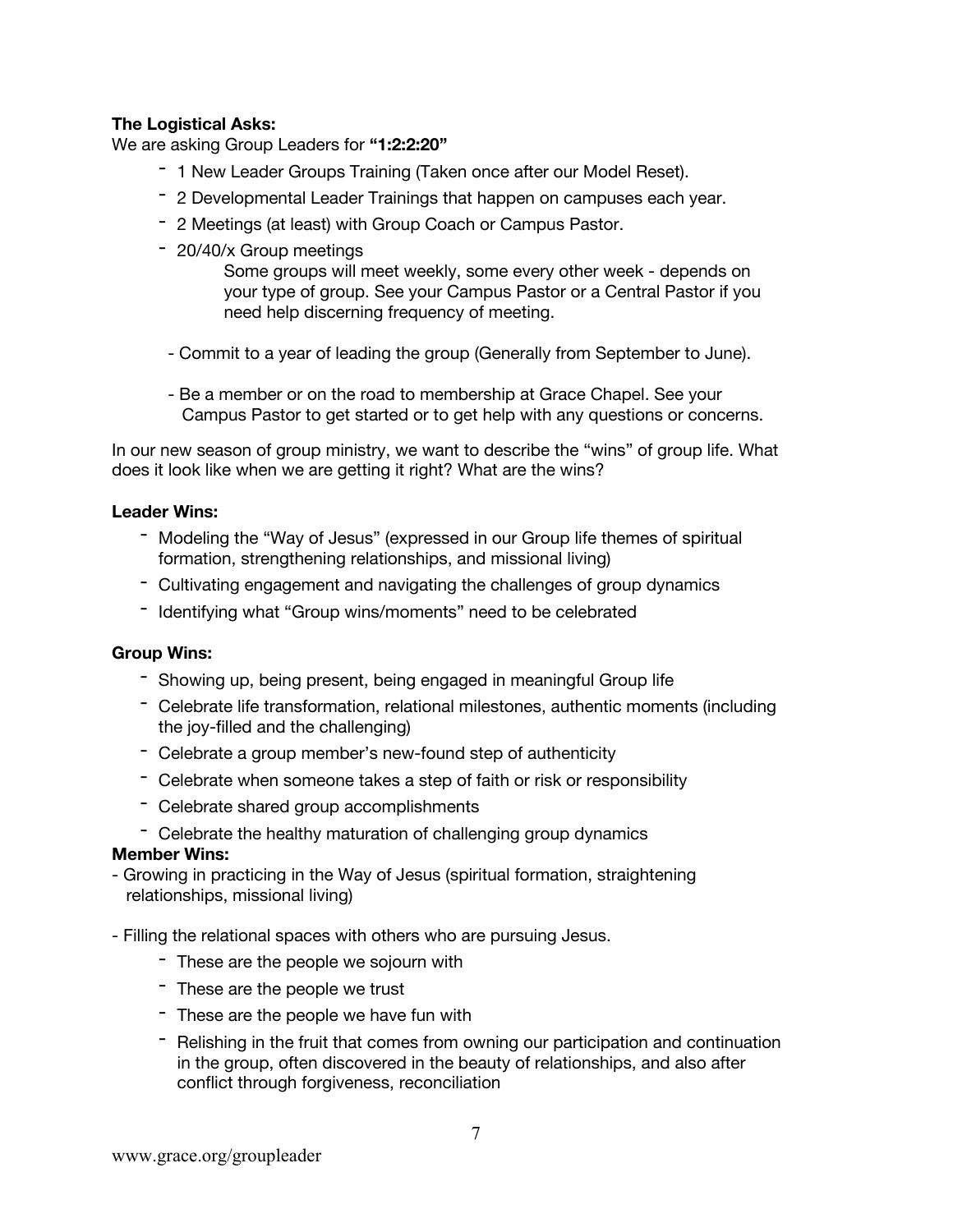**The Logistical Asks:**

We are asking Group Leaders for **"1:2:2:20"**

- 1 New Leader Groups Training (Taken once after our Model Reset).
- 2 Developmental Leader Trainings that happen on campuses each year.
- 2 Meetings (at least) with Group Coach or Campus Pastor.
- 20/40/x Group meetings

  Some groups will meet weekly, some every other week - depends on your type of group. See your Campus Pastor or a Central Pastor if you need help discerning frequency of meeting.

- Commit to a year of leading the group (Generally from September to June).

- Be a member or on the road to membership at Grace Chapel. See your Campus Pastor to get started or to get help with any questions or concerns.

In our new season of group ministry, we want to describe the "wins" of group life. What does it look like when we are getting it right? What are the wins?

**Leader Wins:**

- Modeling the "Way of Jesus" (expressed in our Group life themes of spiritual formation, strengthening relationships, and missional living)
- Cultivating engagement and navigating the challenges of group dynamics
- Identifying what "Group wins/moments" need to be celebrated

**Group Wins:**

- Showing up, being present, being engaged in meaningful Group life
- Celebrate life transformation, relational milestones, authentic moments (including the joy-filled and the challenging)
- Celebrate a group member's new-found step of authenticity
- Celebrate when someone takes a step of faith or risk or responsibility
- Celebrate shared group accomplishments
- Celebrate the healthy maturation of challenging group dynamics

**Member Wins:**

- Growing in practicing in the Way of Jesus (spiritual formation, straightening relationships, missional living)

- Filling the relational spaces with others who are pursuing Jesus.
  - These are the people we sojourn with
  - These are the people we trust
  - These are the people we have fun with
  - Relishing in the fruit that comes from owning our participation and continuation in the group, often discovered in the beauty of relationships, and also after conflict through forgiveness, reconciliation

www.grace.org/groupleader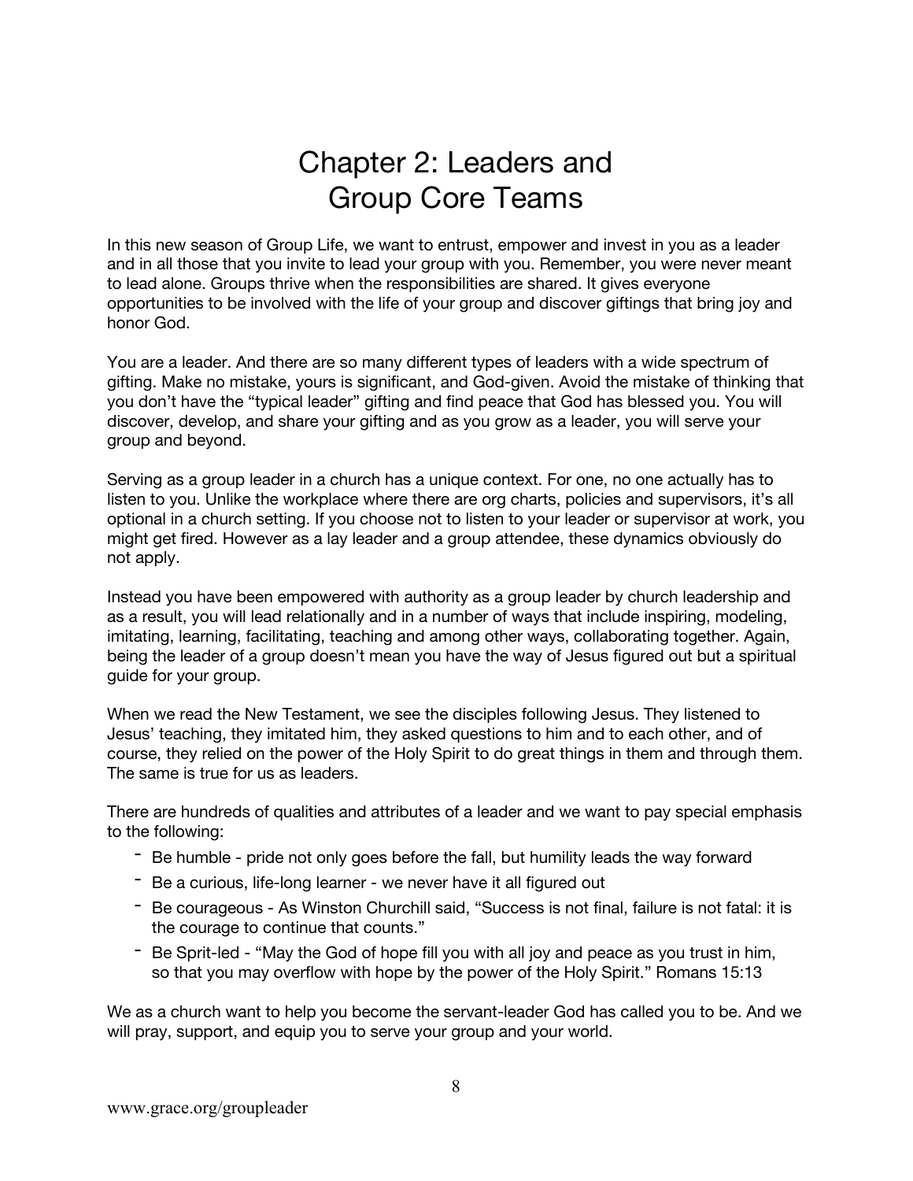# Chapter 2: Leaders and Group Core Teams

In this new season of Group Life, we want to entrust, empower and invest in you as a leader and in all those that you invite to lead your group with you. Remember, you were never meant to lead alone. Groups thrive when the responsibilities are shared. It gives everyone opportunities to be involved with the life of your group and discover giftings that bring joy and honor God.

You are a leader. And there are so many different types of leaders with a wide spectrum of gifting. Make no mistake, yours is significant, and God-given. Avoid the mistake of thinking that you don't have the "typical leader" gifting and find peace that God has blessed you. You will discover, develop, and share your gifting and as you grow as a leader, you will serve your group and beyond.

Serving as a group leader in a church has a unique context. For one, no one actually has to listen to you. Unlike the workplace where there are org charts, policies and supervisors, it's all optional in a church setting. If you choose not to listen to your leader or supervisor at work, you might get fired. However as a lay leader and a group attendee, these dynamics obviously do not apply.

Instead you have been empowered with authority as a group leader by church leadership and as a result, you will lead relationally and in a number of ways that include inspiring, modeling, imitating, learning, facilitating, teaching and among other ways, collaborating together. Again, being the leader of a group doesn't mean you have the way of Jesus figured out but a spiritual guide for your group.

When we read the New Testament, we see the disciples following Jesus. They listened to Jesus' teaching, they imitated him, they asked questions to him and to each other, and of course, they relied on the power of the Holy Spirit to do great things in them and through them. The same is true for us as leaders.

There are hundreds of qualities and attributes of a leader and we want to pay special emphasis to the following:

- Be humble - pride not only goes before the fall, but humility leads the way forward
- Be a curious, life-long learner - we never have it all figured out
- Be courageous - As Winston Churchill said, "Success is not final, failure is not fatal: it is the courage to continue that counts."
- Be Sprit-led - "May the God of hope fill you with all joy and peace as you trust in him, so that you may overflow with hope by the power of the Holy Spirit." Romans 15:13

We as a church want to help you become the servant-leader God has called you to be. And we will pray, support, and equip you to serve your group and your world.

www.grace.org/groupleader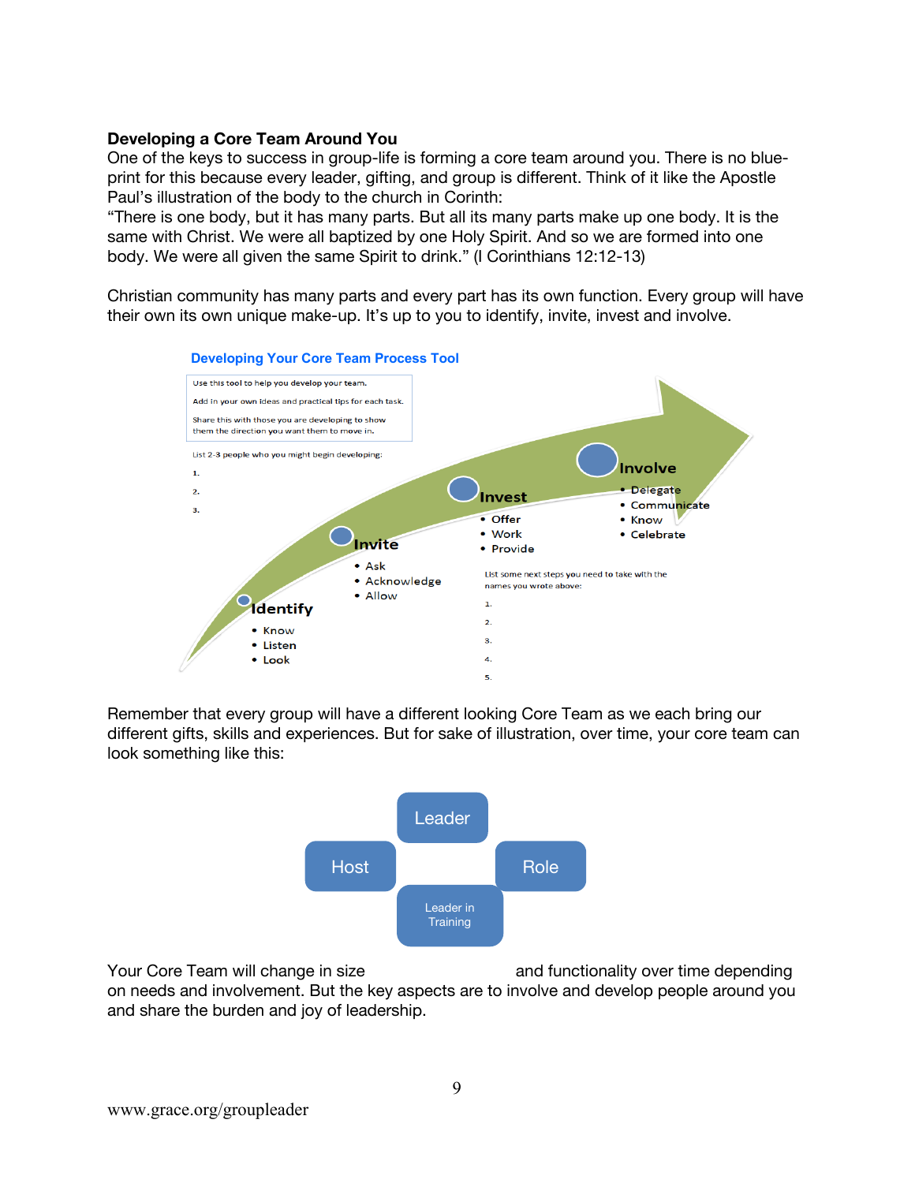**Developing a Core Team Around You**

One of the keys to success in group-life is forming a core team around you. There is no blue-print for this because every leader, gifting, and group is different. Think of it like the Apostle Paul's illustration of the body to the church in Corinth:

"There is one body, but it has many parts. But all its many parts make up one body. It is the same with Christ. We were all baptized by one Holy Spirit. And so we are formed into one body. We were all given the same Spirit to drink." (I Corinthians 12:12-13)

Christian community has many parts and every part has its own function. Every group will have their own its own unique make-up. It's up to you to identify, invite, invest and involve.

**Developing Your Core Team Process Tool**

Use this tool to help you develop your team.

Add in your own ideas and practical tips for each task.

Share this with those you are developing to show them the direction you want them to move in.

List 2-3 people who you might begin developing:

1.

2.

3.

**Identify**
- Know
- Listen
- Look

**Invite**
- Ask
- Acknowledge
- Allow

**Invest**
- Offer
- Work
- Provide

**Involve**
- Delegate
- Communicate
- Know
- Celebrate

List some next steps you need to take with the names you wrote above:

1.

2.

3.

4.

5.

Remember that every group will have a different looking Core Team as we each bring our different gifts, skills and experiences. But for sake of illustration, over time, your core team can look something like this:

Leader

Host

Role

Leader in Training

Your Core Team will change in size and functionality over time depending on needs and involvement. But the key aspects are to involve and develop people around you and share the burden and joy of leadership.

www.grace.org/groupleader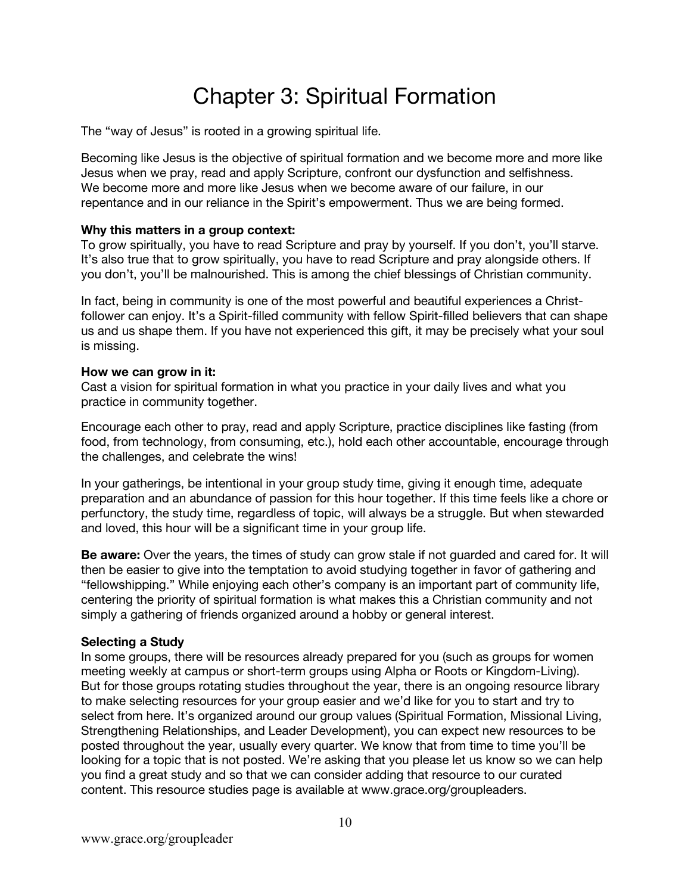# Chapter 3: Spiritual Formation

The "way of Jesus" is rooted in a growing spiritual life.

Becoming like Jesus is the objective of spiritual formation and we become more and more like Jesus when we pray, read and apply Scripture, confront our dysfunction and selfishness. We become more and more like Jesus when we become aware of our failure, in our repentance and in our reliance in the Spirit's empowerment. Thus we are being formed.

**Why this matters in a group context:**
To grow spiritually, you have to read Scripture and pray by yourself. If you don't, you'll starve. It's also true that to grow spiritually, you have to read Scripture and pray alongside others. If you don't, you'll be malnourished. This is among the chief blessings of Christian community.

In fact, being in community is one of the most powerful and beautiful experiences a Christ-follower can enjoy. It's a Spirit-filled community with fellow Spirit-filled believers that can shape us and us shape them. If you have not experienced this gift, it may be precisely what your soul is missing.

**How we can grow in it:**
Cast a vision for spiritual formation in what you practice in your daily lives and what you practice in community together.

Encourage each other to pray, read and apply Scripture, practice disciplines like fasting (from food, from technology, from consuming, etc.), hold each other accountable, encourage through the challenges, and celebrate the wins!

In your gatherings, be intentional in your group study time, giving it enough time, adequate preparation and an abundance of passion for this hour together. If this time feels like a chore or perfunctory, the study time, regardless of topic, will always be a struggle. But when stewarded and loved, this hour will be a significant time in your group life.

**Be aware:** Over the years, the times of study can grow stale if not guarded and cared for. It will then be easier to give into the temptation to avoid studying together in favor of gathering and "fellowshipping." While enjoying each other's company is an important part of community life, centering the priority of spiritual formation is what makes this a Christian community and not simply a gathering of friends organized around a hobby or general interest.

**Selecting a Study**
In some groups, there will be resources already prepared for you (such as groups for women meeting weekly at campus or short-term groups using Alpha or Roots or Kingdom-Living). But for those groups rotating studies throughout the year, there is an ongoing resource library to make selecting resources for your group easier and we'd like for you to start and try to select from here. It's organized around our group values (Spiritual Formation, Missional Living, Strengthening Relationships, and Leader Development), you can expect new resources to be posted throughout the year, usually every quarter. We know that from time to time you'll be looking for a topic that is not posted. We're asking that you please let us know so we can help you find a great study and so that we can consider adding that resource to our curated content. This resource studies page is available at www.grace.org/groupleaders.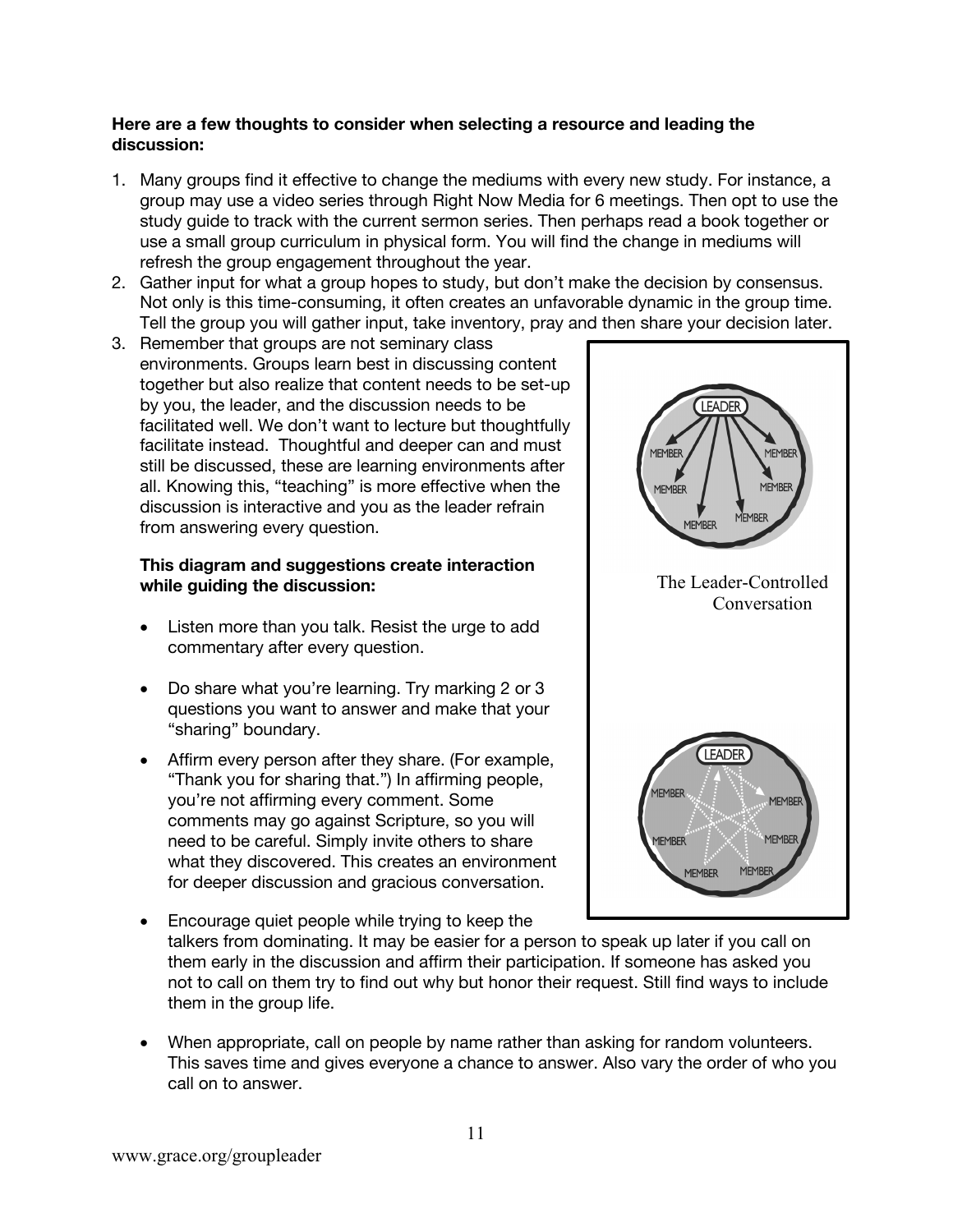**Here are a few thoughts to consider when selecting a resource and leading the discussion:**

1. Many groups find it effective to change the mediums with every new study. For instance, a group may use a video series through Right Now Media for 6 meetings. Then opt to use the study guide to track with the current sermon series. Then perhaps read a book together or use a small group curriculum in physical form. You will find the change in mediums will refresh the group engagement throughout the year.
2. Gather input for what a group hopes to study, but don't make the decision by consensus. Not only is this time-consuming, it often creates an unfavorable dynamic in the group time. Tell the group you will gather input, take inventory, pray and then share your decision later.
3. Remember that groups are not seminary class environments. Groups learn best in discussing content together but also realize that content needs to be set-up by you, the leader, and the discussion needs to be facilitated well. We don't want to lecture but thoughtfully facilitate instead. Thoughtful and deeper can and must still be discussed, these are learning environments after all. Knowing this, "teaching" is more effective when the discussion is interactive and you as the leader refrain from answering every question.

The Leader-Controlled Conversation

**This diagram and suggestions create interaction while guiding the discussion:**

- Listen more than you talk. Resist the urge to add commentary after every question.
- Do share what you're learning. Try marking 2 or 3 questions you want to answer and make that your "sharing" boundary.
- Affirm every person after they share. (For example, "Thank you for sharing that.") In affirming people, you're not affirming every comment. Some comments may go against Scripture, so you will need to be careful. Simply invite others to share what they discovered. This creates an environment for deeper discussion and gracious conversation.
- Encourage quiet people while trying to keep the talkers from dominating. It may be easier for a person to speak up later if you call on them early in the discussion and affirm their participation. If someone has asked you not to call on them try to find out why but honor their request. Still find ways to include them in the group life.
- When appropriate, call on people by name rather than asking for random volunteers. This saves time and gives everyone a chance to answer. Also vary the order of who you call on to answer.

www.grace.org/groupleader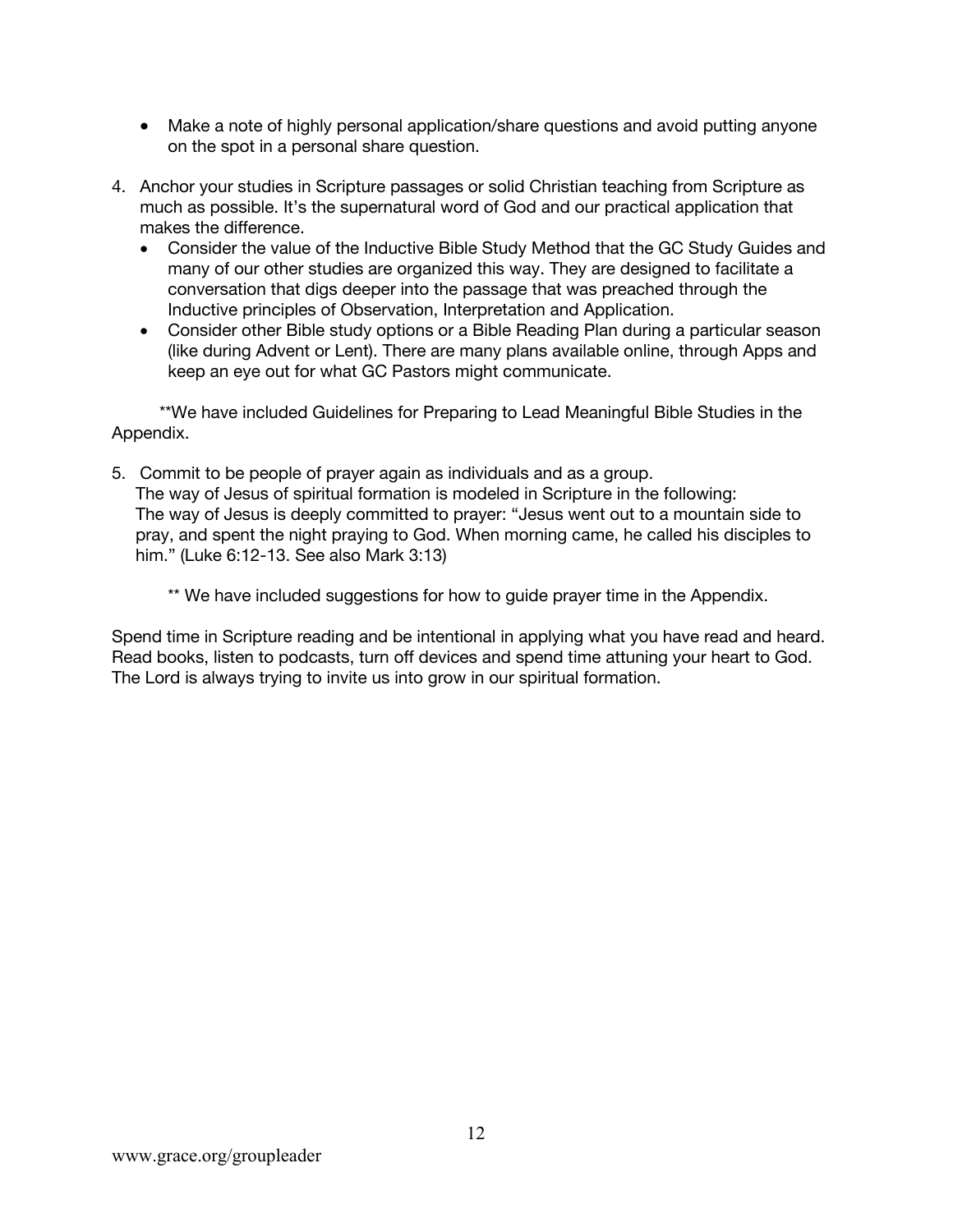- Make a note of highly personal application/share questions and avoid putting anyone on the spot in a personal share question.

4. Anchor your studies in Scripture passages or solid Christian teaching from Scripture as much as possible. It's the supernatural word of God and our practical application that makes the difference.
   - Consider the value of the Inductive Bible Study Method that the GC Study Guides and many of our other studies are organized this way. They are designed to facilitate a conversation that digs deeper into the passage that was preached through the Inductive principles of Observation, Interpretation and Application.
   - Consider other Bible study options or a Bible Reading Plan during a particular season (like during Advent or Lent). There are many plans available online, through Apps and keep an eye out for what GC Pastors might communicate.

**We have included Guidelines for Preparing to Lead Meaningful Bible Studies in the Appendix.

5. Commit to be people of prayer again as individuals and as a group.
   The way of Jesus of spiritual formation is modeled in Scripture in the following:
   The way of Jesus is deeply committed to prayer: "Jesus went out to a mountain side to pray, and spent the night praying to God. When morning came, he called his disciples to him." (Luke 6:12-13. See also Mark 3:13)

   ** We have included suggestions for how to guide prayer time in the Appendix.

Spend time in Scripture reading and be intentional in applying what you have read and heard. Read books, listen to podcasts, turn off devices and spend time attuning your heart to God. The Lord is always trying to invite us into grow in our spiritual formation.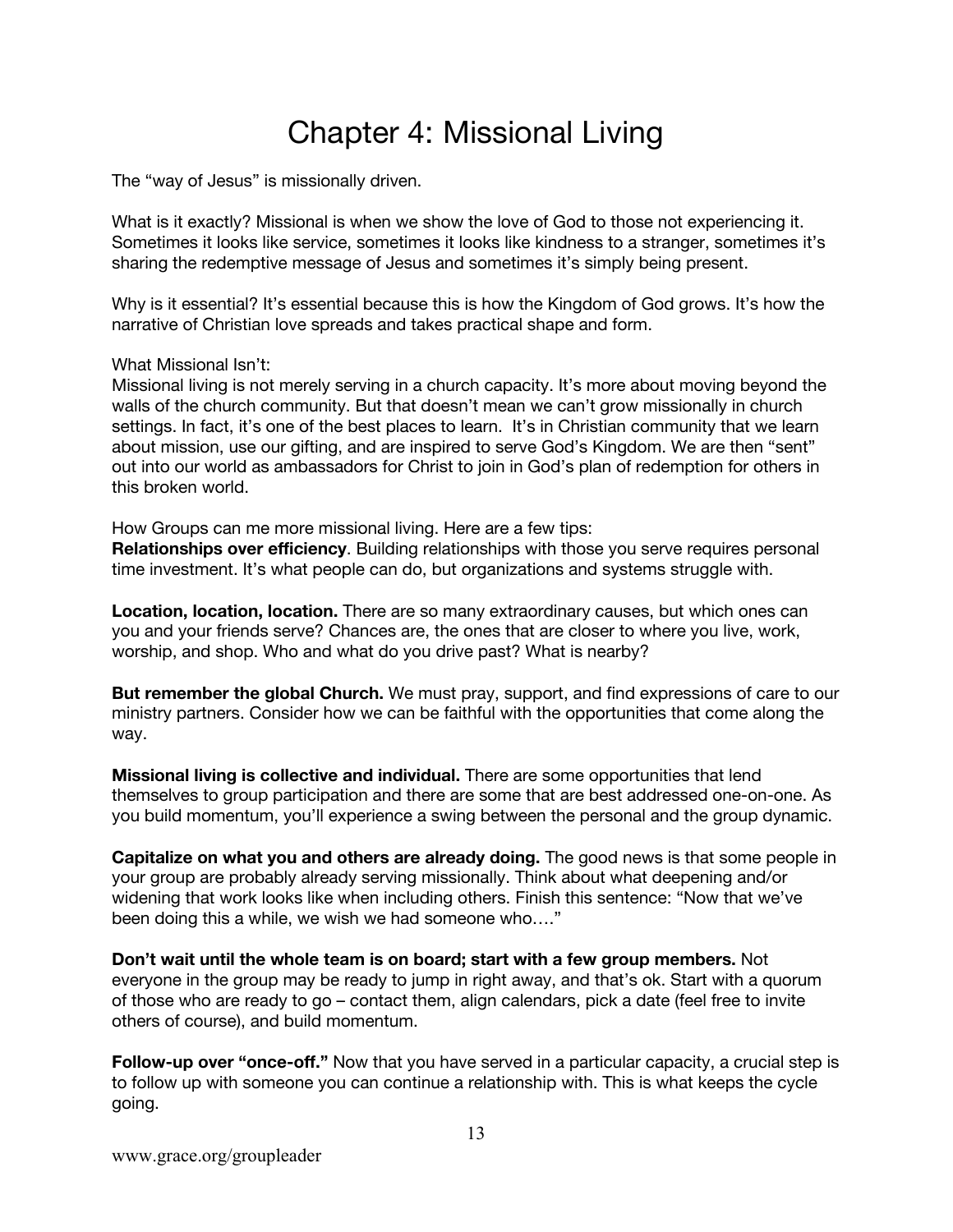# Chapter 4: Missional Living

The "way of Jesus" is missionally driven.

What is it exactly? Missional is when we show the love of God to those not experiencing it. Sometimes it looks like service, sometimes it looks like kindness to a stranger, sometimes it's sharing the redemptive message of Jesus and sometimes it's simply being present.

Why is it essential? It's essential because this is how the Kingdom of God grows. It's how the narrative of Christian love spreads and takes practical shape and form.

What Missional Isn't:
Missional living is not merely serving in a church capacity. It's more about moving beyond the walls of the church community. But that doesn't mean we can't grow missionally in church settings. In fact, it's one of the best places to learn. It's in Christian community that we learn about mission, use our gifting, and are inspired to serve God's Kingdom. We are then "sent" out into our world as ambassadors for Christ to join in God's plan of redemption for others in this broken world.

How Groups can me more missional living. Here are a few tips:
**Relationships over efficiency**. Building relationships with those you serve requires personal time investment. It's what people can do, but organizations and systems struggle with.

**Location, location, location.** There are so many extraordinary causes, but which ones can you and your friends serve? Chances are, the ones that are closer to where you live, work, worship, and shop. Who and what do you drive past? What is nearby?

**But remember the global Church.** We must pray, support, and find expressions of care to our ministry partners. Consider how we can be faithful with the opportunities that come along the way.

**Missional living is collective and individual.** There are some opportunities that lend themselves to group participation and there are some that are best addressed one-on-one. As you build momentum, you'll experience a swing between the personal and the group dynamic.

**Capitalize on what you and others are already doing.** The good news is that some people in your group are probably already serving missionally. Think about what deepening and/or widening that work looks like when including others. Finish this sentence: "Now that we've been doing this a while, we wish we had someone who…."

**Don't wait until the whole team is on board; start with a few group members.** Not everyone in the group may be ready to jump in right away, and that's ok. Start with a quorum of those who are ready to go – contact them, align calendars, pick a date (feel free to invite others of course), and build momentum.

**Follow-up over "once-off."** Now that you have served in a particular capacity, a crucial step is to follow up with someone you can continue a relationship with. This is what keeps the cycle going.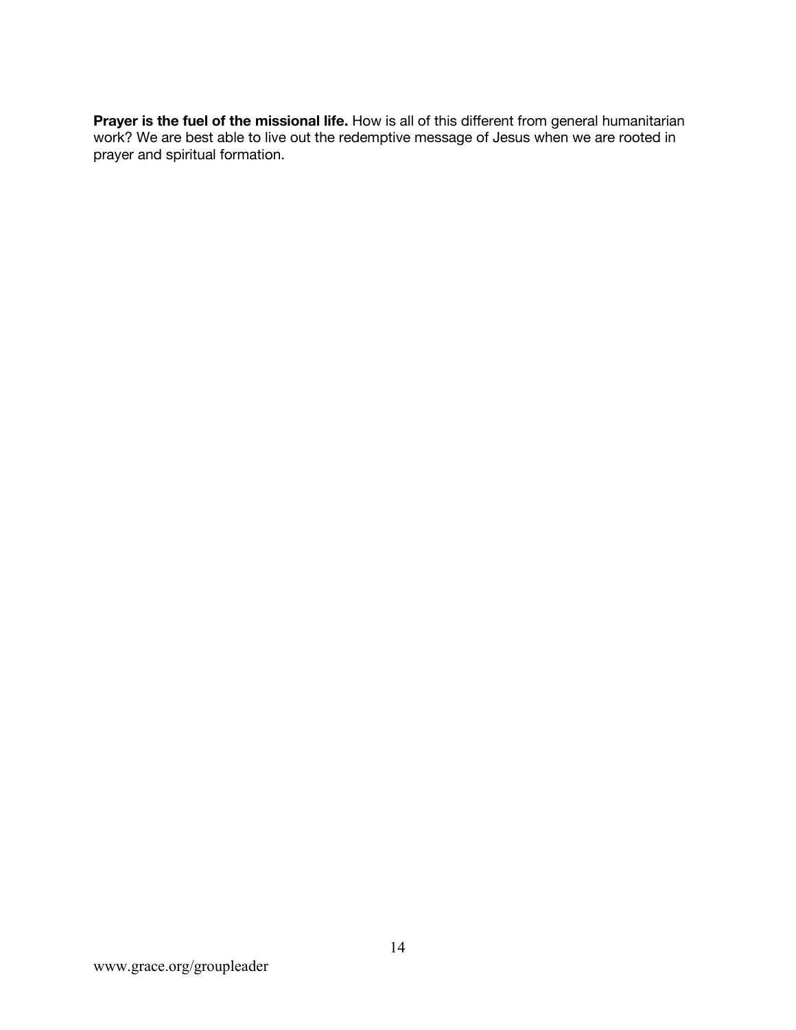**Prayer is the fuel of the missional life.** How is all of this different from general humanitarian work? We are best able to live out the redemptive message of Jesus when we are rooted in prayer and spiritual formation.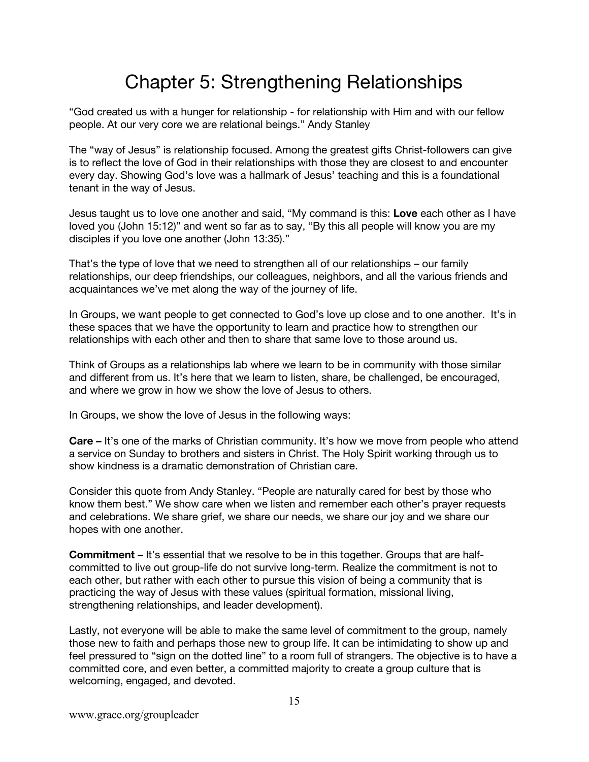# Chapter 5: Strengthening Relationships

"God created us with a hunger for relationship - for relationship with Him and with our fellow people. At our very core we are relational beings." Andy Stanley

The "way of Jesus" is relationship focused. Among the greatest gifts Christ-followers can give is to reflect the love of God in their relationships with those they are closest to and encounter every day. Showing God's love was a hallmark of Jesus' teaching and this is a foundational tenant in the way of Jesus.

Jesus taught us to love one another and said, "My command is this: **Love** each other as I have loved you (John 15:12)" and went so far as to say, "By this all people will know you are my disciples if you love one another (John 13:35)."

That's the type of love that we need to strengthen all of our relationships – our family relationships, our deep friendships, our colleagues, neighbors, and all the various friends and acquaintances we've met along the way of the journey of life.

In Groups, we want people to get connected to God's love up close and to one another. It's in these spaces that we have the opportunity to learn and practice how to strengthen our relationships with each other and then to share that same love to those around us.

Think of Groups as a relationships lab where we learn to be in community with those similar and different from us. It's here that we learn to listen, share, be challenged, be encouraged, and where we grow in how we show the love of Jesus to others.

In Groups, we show the love of Jesus in the following ways:

**Care –** It's one of the marks of Christian community. It's how we move from people who attend a service on Sunday to brothers and sisters in Christ. The Holy Spirit working through us to show kindness is a dramatic demonstration of Christian care.

Consider this quote from Andy Stanley. "People are naturally cared for best by those who know them best." We show care when we listen and remember each other's prayer requests and celebrations. We share grief, we share our needs, we share our joy and we share our hopes with one another.

**Commitment –** It's essential that we resolve to be in this together. Groups that are half-committed to live out group-life do not survive long-term. Realize the commitment is not to each other, but rather with each other to pursue this vision of being a community that is practicing the way of Jesus with these values (spiritual formation, missional living, strengthening relationships, and leader development).

Lastly, not everyone will be able to make the same level of commitment to the group, namely those new to faith and perhaps those new to group life. It can be intimidating to show up and feel pressured to "sign on the dotted line" to a room full of strangers. The objective is to have a committed core, and even better, a committed majority to create a group culture that is welcoming, engaged, and devoted.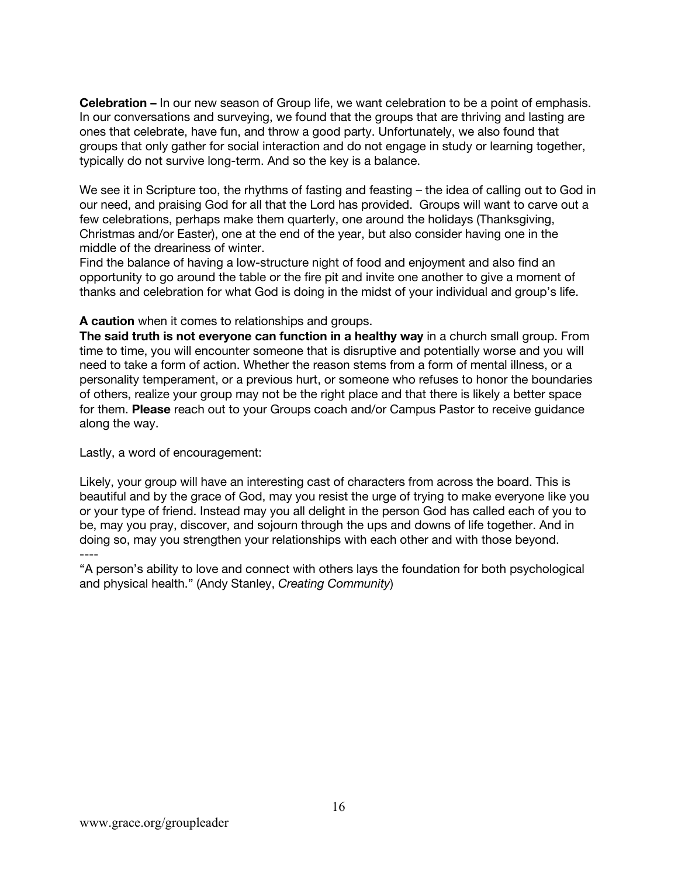**Celebration –** In our new season of Group life, we want celebration to be a point of emphasis. In our conversations and surveying, we found that the groups that are thriving and lasting are ones that celebrate, have fun, and throw a good party. Unfortunately, we also found that groups that only gather for social interaction and do not engage in study or learning together, typically do not survive long-term. And so the key is a balance.

We see it in Scripture too, the rhythms of fasting and feasting – the idea of calling out to God in our need, and praising God for all that the Lord has provided. Groups will want to carve out a few celebrations, perhaps make them quarterly, one around the holidays (Thanksgiving, Christmas and/or Easter), one at the end of the year, but also consider having one in the middle of the dreariness of winter.
Find the balance of having a low-structure night of food and enjoyment and also find an opportunity to go around the table or the fire pit and invite one another to give a moment of thanks and celebration for what God is doing in the midst of your individual and group's life.

**A caution** when it comes to relationships and groups.
**The said truth is not everyone can function in a healthy way** in a church small group. From time to time, you will encounter someone that is disruptive and potentially worse and you will need to take a form of action. Whether the reason stems from a form of mental illness, or a personality temperament, or a previous hurt, or someone who refuses to honor the boundaries of others, realize your group may not be the right place and that there is likely a better space for them. **Please** reach out to your Groups coach and/or Campus Pastor to receive guidance along the way.

Lastly, a word of encouragement:

Likely, your group will have an interesting cast of characters from across the board. This is beautiful and by the grace of God, may you resist the urge of trying to make everyone like you or your type of friend. Instead may you all delight in the person God has called each of you to be, may you pray, discover, and sojourn through the ups and downs of life together. And in doing so, may you strengthen your relationships with each other and with those beyond.

----

"A person's ability to love and connect with others lays the foundation for both psychological and physical health." (Andy Stanley, *Creating Community*)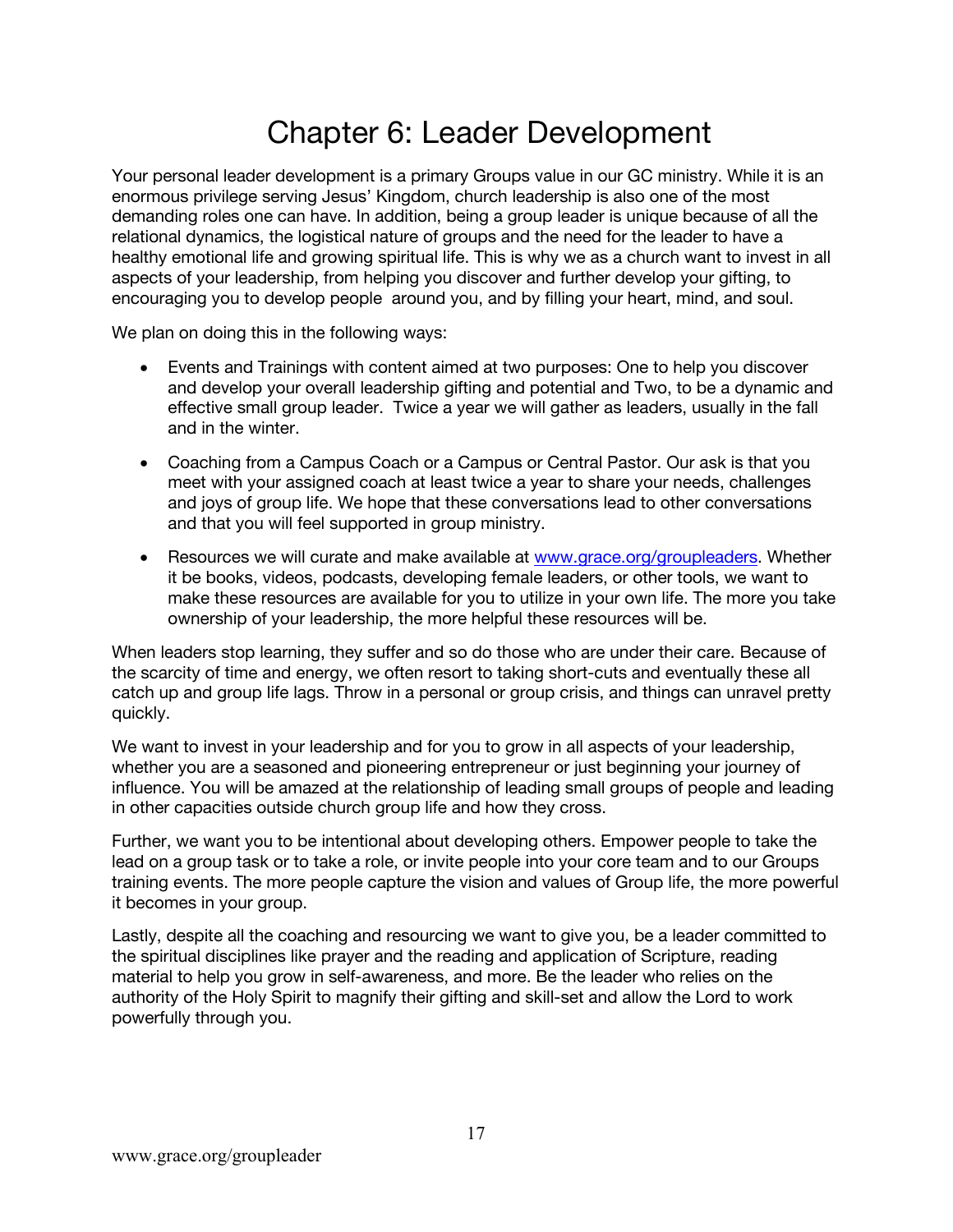# Chapter 6: Leader Development

Your personal leader development is a primary Groups value in our GC ministry. While it is an enormous privilege serving Jesus' Kingdom, church leadership is also one of the most demanding roles one can have. In addition, being a group leader is unique because of all the relational dynamics, the logistical nature of groups and the need for the leader to have a healthy emotional life and growing spiritual life. This is why we as a church want to invest in all aspects of your leadership, from helping you discover and further develop your gifting, to encouraging you to develop people around you, and by filling your heart, mind, and soul.

We plan on doing this in the following ways:

- Events and Trainings with content aimed at two purposes: One to help you discover and develop your overall leadership gifting and potential and Two, to be a dynamic and effective small group leader. Twice a year we will gather as leaders, usually in the fall and in the winter.
- Coaching from a Campus Coach or a Campus or Central Pastor. Our ask is that you meet with your assigned coach at least twice a year to share your needs, challenges and joys of group life. We hope that these conversations lead to other conversations and that you will feel supported in group ministry.
- Resources we will curate and make available at [www.grace.org/groupleaders](www.grace.org/groupleaders). Whether it be books, videos, podcasts, developing female leaders, or other tools, we want to make these resources are available for you to utilize in your own life. The more you take ownership of your leadership, the more helpful these resources will be.

When leaders stop learning, they suffer and so do those who are under their care. Because of the scarcity of time and energy, we often resort to taking short-cuts and eventually these all catch up and group life lags. Throw in a personal or group crisis, and things can unravel pretty quickly.

We want to invest in your leadership and for you to grow in all aspects of your leadership, whether you are a seasoned and pioneering entrepreneur or just beginning your journey of influence. You will be amazed at the relationship of leading small groups of people and leading in other capacities outside church group life and how they cross.

Further, we want you to be intentional about developing others. Empower people to take the lead on a group task or to take a role, or invite people into your core team and to our Groups training events. The more people capture the vision and values of Group life, the more powerful it becomes in your group.

Lastly, despite all the coaching and resourcing we want to give you, be a leader committed to the spiritual disciplines like prayer and the reading and application of Scripture, reading material to help you grow in self-awareness, and more. Be the leader who relies on the authority of the Holy Spirit to magnify their gifting and skill-set and allow the Lord to work powerfully through you.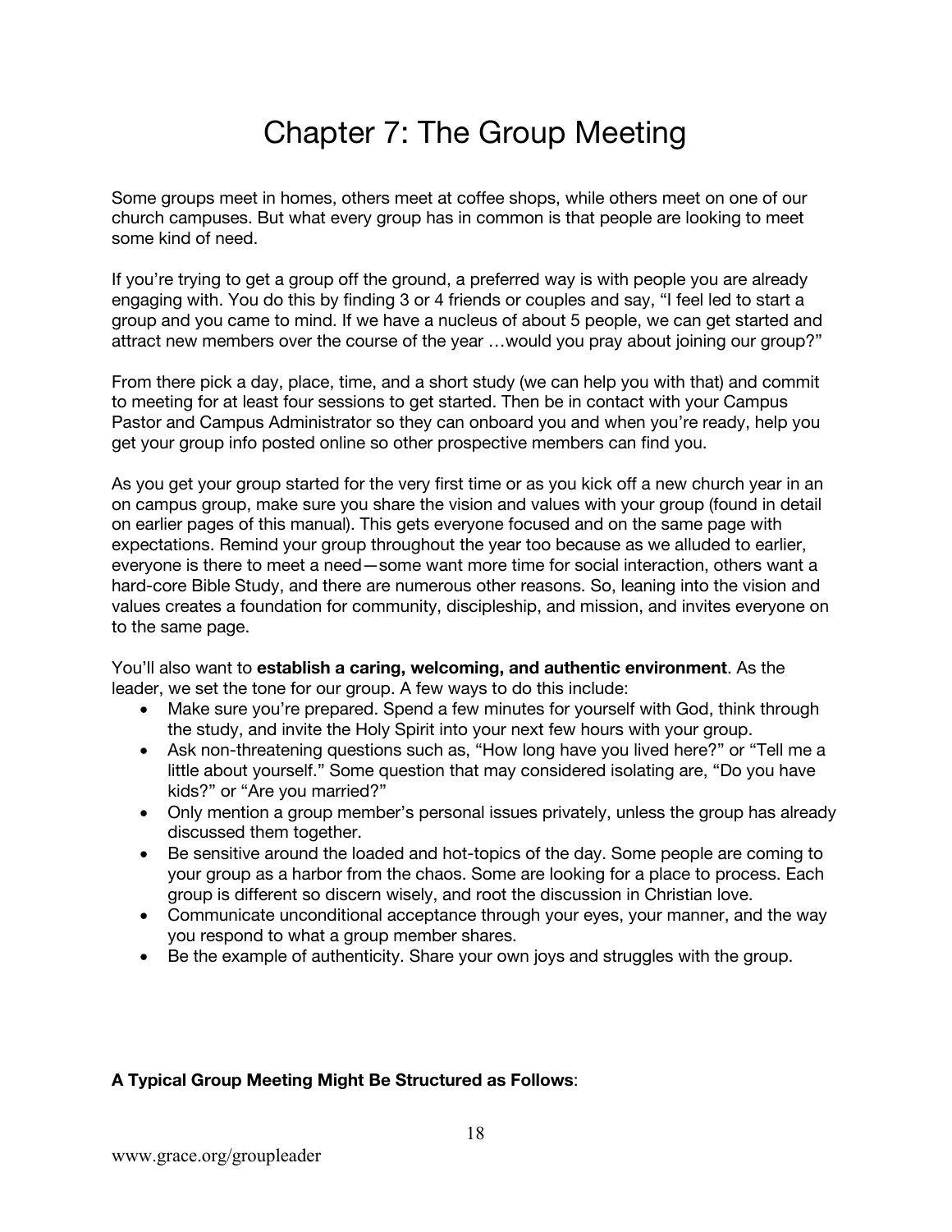# Chapter 7: The Group Meeting

Some groups meet in homes, others meet at coffee shops, while others meet on one of our church campuses. But what every group has in common is that people are looking to meet some kind of need.

If you're trying to get a group off the ground, a preferred way is with people you are already engaging with. You do this by finding 3 or 4 friends or couples and say, "I feel led to start a group and you came to mind. If we have a nucleus of about 5 people, we can get started and attract new members over the course of the year …would you pray about joining our group?"

From there pick a day, place, time, and a short study (we can help you with that) and commit to meeting for at least four sessions to get started. Then be in contact with your Campus Pastor and Campus Administrator so they can onboard you and when you're ready, help you get your group info posted online so other prospective members can find you.

As you get your group started for the very first time or as you kick off a new church year in an on campus group, make sure you share the vision and values with your group (found in detail on earlier pages of this manual). This gets everyone focused and on the same page with expectations. Remind your group throughout the year too because as we alluded to earlier, everyone is there to meet a need—some want more time for social interaction, others want a hard-core Bible Study, and there are numerous other reasons. So, leaning into the vision and values creates a foundation for community, discipleship, and mission, and invites everyone on to the same page.

You'll also want to **establish a caring, welcoming, and authentic environment**. As the leader, we set the tone for our group. A few ways to do this include:

- Make sure you're prepared. Spend a few minutes for yourself with God, think through the study, and invite the Holy Spirit into your next few hours with your group.
- Ask non-threatening questions such as, "How long have you lived here?" or "Tell me a little about yourself." Some question that may considered isolating are, "Do you have kids?" or "Are you married?"
- Only mention a group member's personal issues privately, unless the group has already discussed them together.
- Be sensitive around the loaded and hot-topics of the day. Some people are coming to your group as a harbor from the chaos. Some are looking for a place to process. Each group is different so discern wisely, and root the discussion in Christian love.
- Communicate unconditional acceptance through your eyes, your manner, and the way you respond to what a group member shares.
- Be the example of authenticity. Share your own joys and struggles with the group.

**A Typical Group Meeting Might Be Structured as Follows**: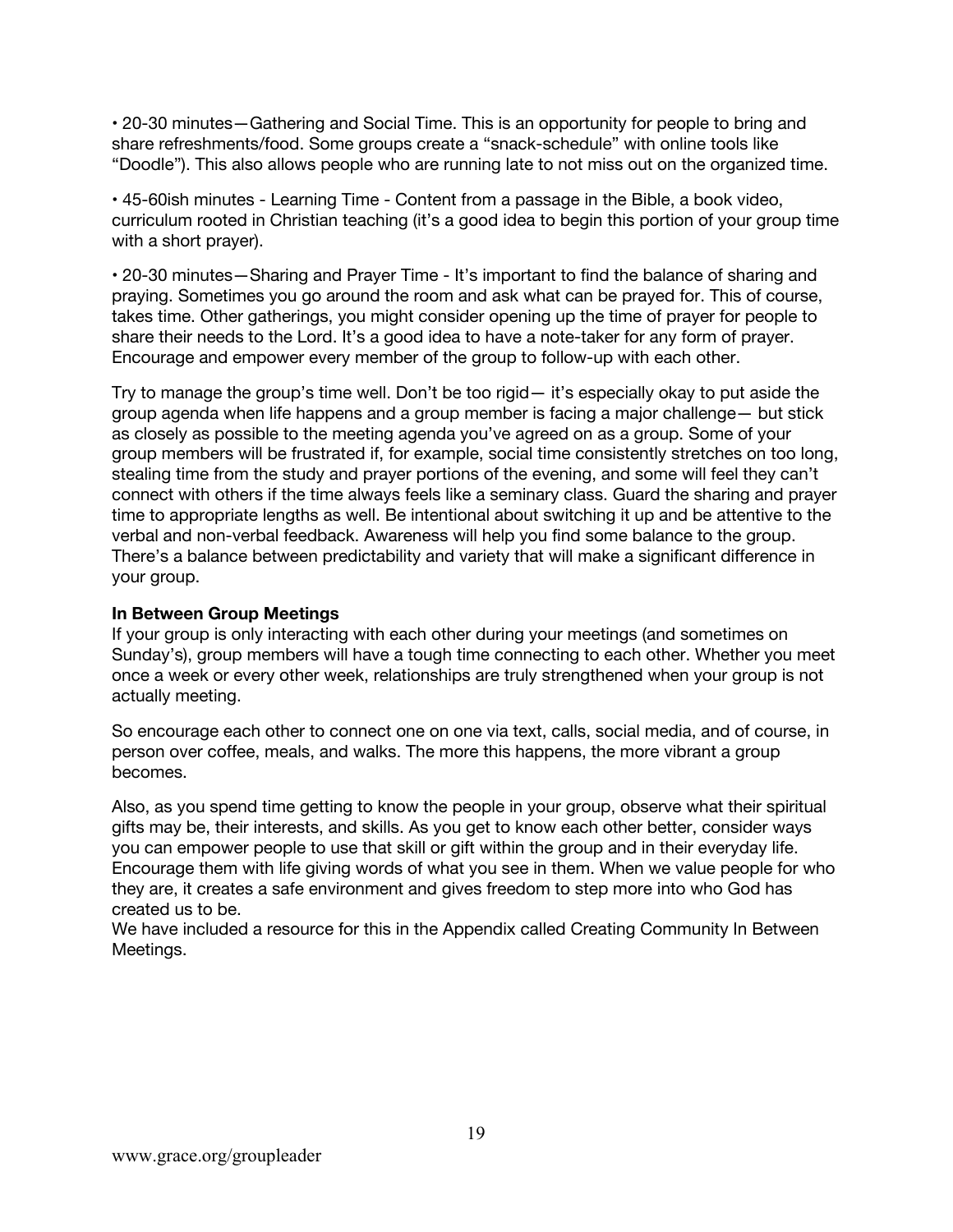• 20-30 minutes—Gathering and Social Time. This is an opportunity for people to bring and share refreshments/food. Some groups create a "snack-schedule" with online tools like "Doodle"). This also allows people who are running late to not miss out on the organized time.

• 45-60ish minutes - Learning Time - Content from a passage in the Bible, a book video, curriculum rooted in Christian teaching (it's a good idea to begin this portion of your group time with a short prayer).

• 20-30 minutes—Sharing and Prayer Time - It's important to find the balance of sharing and praying. Sometimes you go around the room and ask what can be prayed for. This of course, takes time. Other gatherings, you might consider opening up the time of prayer for people to share their needs to the Lord. It's a good idea to have a note-taker for any form of prayer. Encourage and empower every member of the group to follow-up with each other.

Try to manage the group's time well. Don't be too rigid— it's especially okay to put aside the group agenda when life happens and a group member is facing a major challenge— but stick as closely as possible to the meeting agenda you've agreed on as a group. Some of your group members will be frustrated if, for example, social time consistently stretches on too long, stealing time from the study and prayer portions of the evening, and some will feel they can't connect with others if the time always feels like a seminary class. Guard the sharing and prayer time to appropriate lengths as well. Be intentional about switching it up and be attentive to the verbal and non-verbal feedback. Awareness will help you find some balance to the group. There's a balance between predictability and variety that will make a significant difference in your group.

**In Between Group Meetings**

If your group is only interacting with each other during your meetings (and sometimes on Sunday's), group members will have a tough time connecting to each other. Whether you meet once a week or every other week, relationships are truly strengthened when your group is not actually meeting.

So encourage each other to connect one on one via text, calls, social media, and of course, in person over coffee, meals, and walks. The more this happens, the more vibrant a group becomes.

Also, as you spend time getting to know the people in your group, observe what their spiritual gifts may be, their interests, and skills. As you get to know each other better, consider ways you can empower people to use that skill or gift within the group and in their everyday life. Encourage them with life giving words of what you see in them. When we value people for who they are, it creates a safe environment and gives freedom to step more into who God has created us to be.

We have included a resource for this in the Appendix called Creating Community In Between Meetings.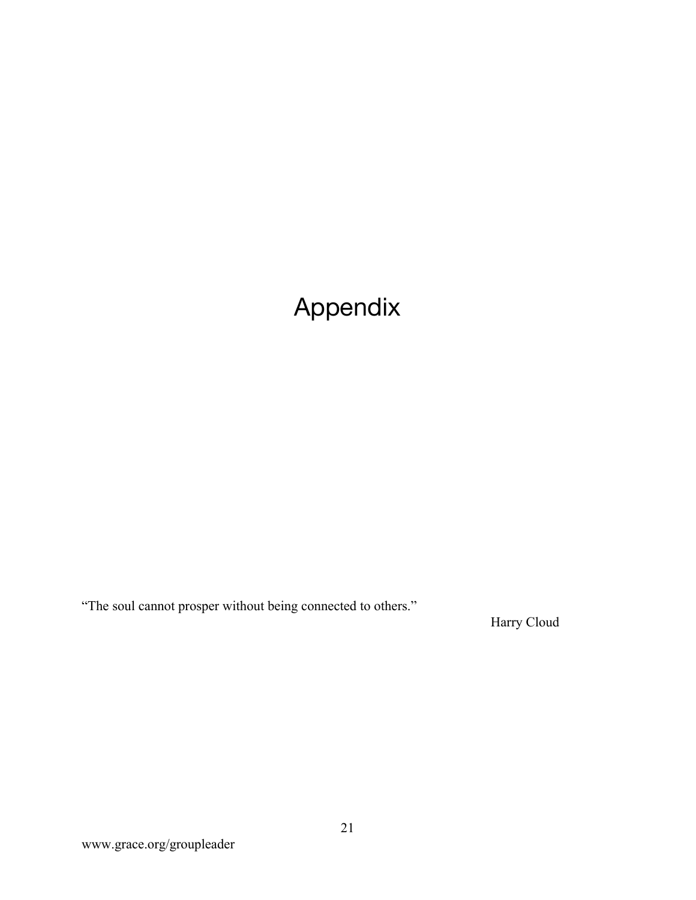# Appendix

"The soul cannot prosper without being connected to others."

Harry Cloud

www.grace.org/groupleader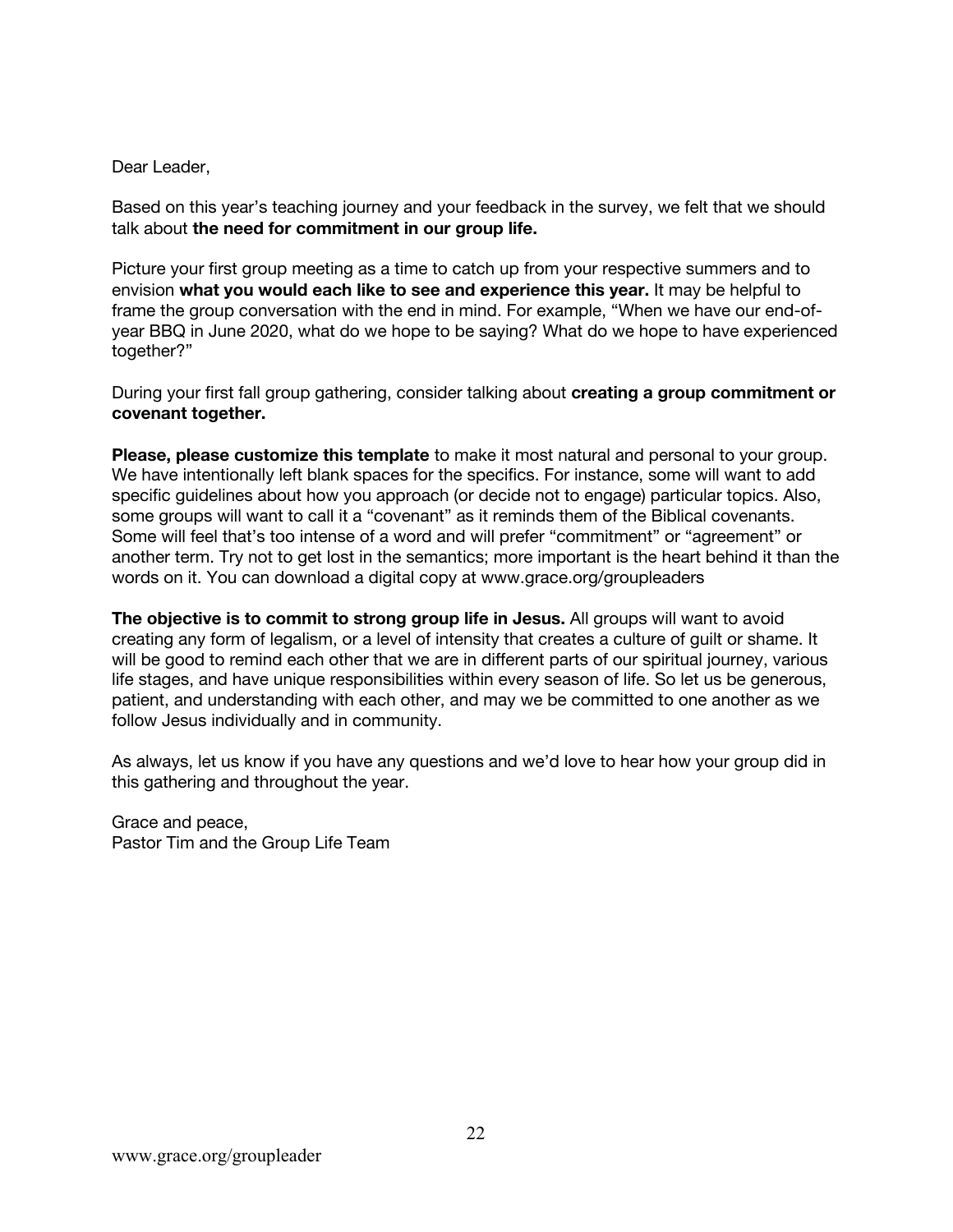Dear Leader,

Based on this year's teaching journey and your feedback in the survey, we felt that we should talk about **the need for commitment in our group life.**

Picture your first group meeting as a time to catch up from your respective summers and to envision **what you would each like to see and experience this year.** It may be helpful to frame the group conversation with the end in mind. For example, "When we have our end-of-year BBQ in June 2020, what do we hope to be saying? What do we hope to have experienced together?"

During your first fall group gathering, consider talking about **creating a group commitment or covenant together.**

**Please, please customize this template** to make it most natural and personal to your group. We have intentionally left blank spaces for the specifics. For instance, some will want to add specific guidelines about how you approach (or decide not to engage) particular topics. Also, some groups will want to call it a "covenant" as it reminds them of the Biblical covenants. Some will feel that's too intense of a word and will prefer "commitment" or "agreement" or another term. Try not to get lost in the semantics; more important is the heart behind it than the words on it. You can download a digital copy at www.grace.org/groupleaders

**The objective is to commit to strong group life in Jesus.** All groups will want to avoid creating any form of legalism, or a level of intensity that creates a culture of guilt or shame. It will be good to remind each other that we are in different parts of our spiritual journey, various life stages, and have unique responsibilities within every season of life. So let us be generous, patient, and understanding with each other, and may we be committed to one another as we follow Jesus individually and in community.

As always, let us know if you have any questions and we'd love to hear how your group did in this gathering and throughout the year.

Grace and peace,
Pastor Tim and the Group Life Team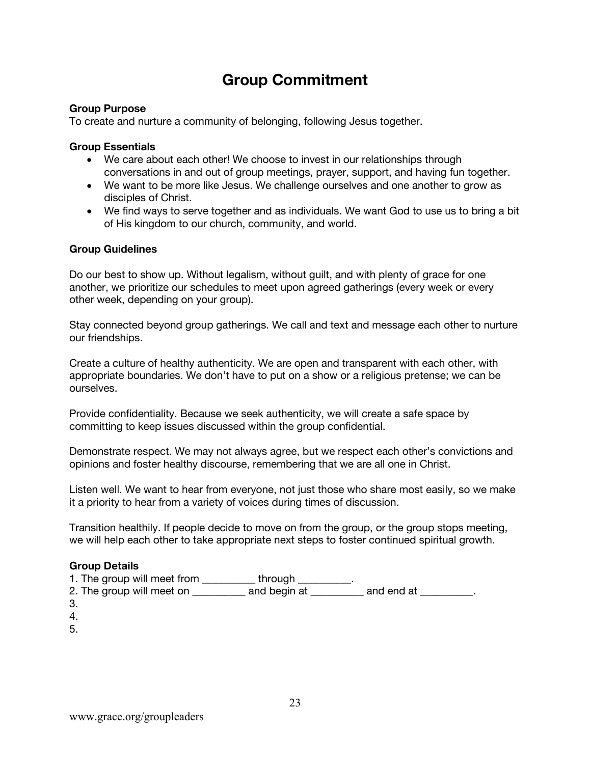# Group Commitment

**Group Purpose**
To create and nurture a community of belonging, following Jesus together.

**Group Essentials**

- We care about each other! We choose to invest in our relationships through conversations in and out of group meetings, prayer, support, and having fun together.
- We want to be more like Jesus. We challenge ourselves and one another to grow as disciples of Christ.
- We find ways to serve together and as individuals. We want God to use us to bring a bit of His kingdom to our church, community, and world.

**Group Guidelines**

Do our best to show up. Without legalism, without guilt, and with plenty of grace for one another, we prioritize our schedules to meet upon agreed gatherings (every week or every other week, depending on your group).

Stay connected beyond group gatherings. We call and text and message each other to nurture our friendships.

Create a culture of healthy authenticity. We are open and transparent with each other, with appropriate boundaries. We don't have to put on a show or a religious pretense; we can be ourselves.

Provide confidentiality. Because we seek authenticity, we will create a safe space by committing to keep issues discussed within the group confidential.

Demonstrate respect. We may not always agree, but we respect each other's convictions and opinions and foster healthy discourse, remembering that we are all one in Christ.

Listen well. We want to hear from everyone, not just those who share most easily, so we make it a priority to hear from a variety of voices during times of discussion.

Transition healthily. If people decide to move on from the group, or the group stops meeting, we will help each other to take appropriate next steps to foster continued spiritual growth.

**Group Details**

1. The group will meet from __________ through __________.
2. The group will meet on __________ and begin at __________ and end at __________.
3. 
4. 
5. 

www.grace.org/groupleaders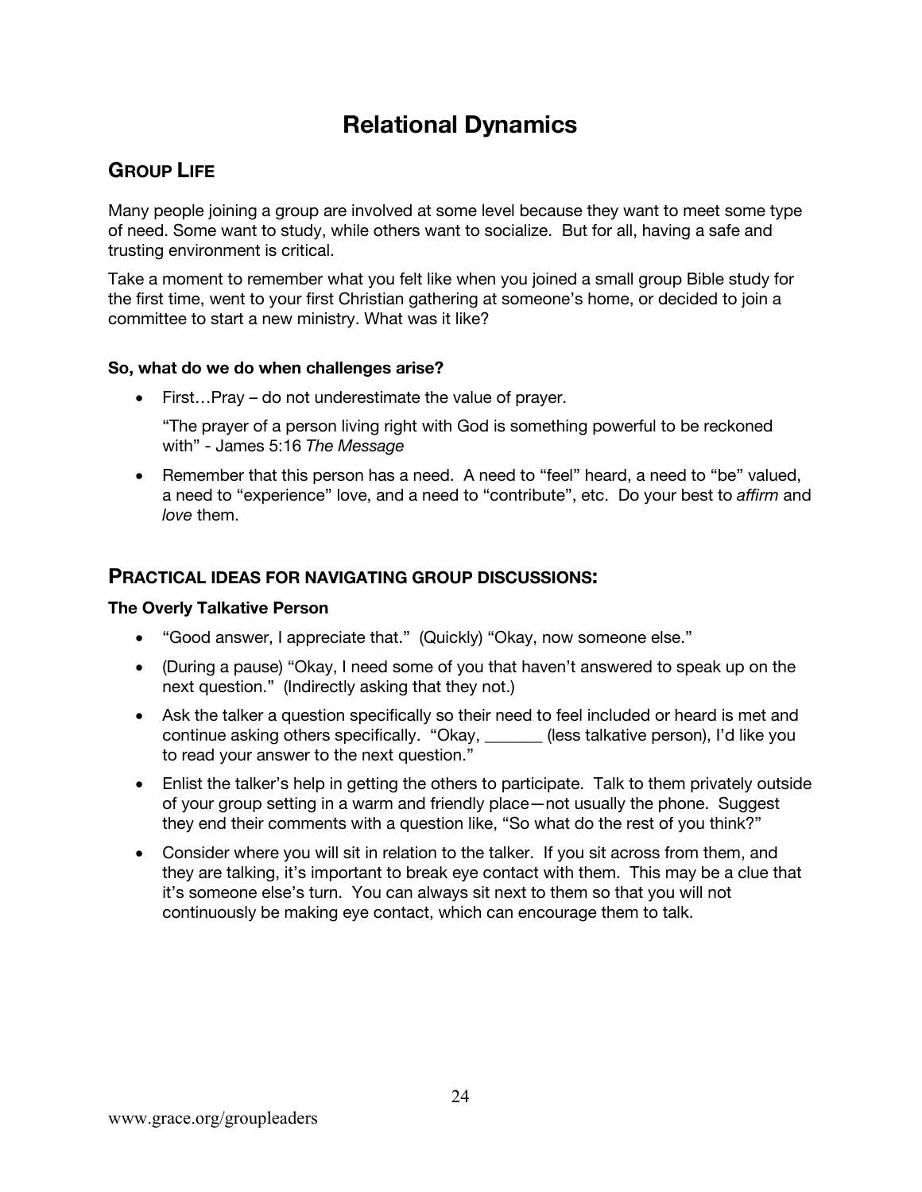# Relational Dynamics

## Group Life

Many people joining a group are involved at some level because they want to meet some type of need. Some want to study, while others want to socialize. But for all, having a safe and trusting environment is critical.

Take a moment to remember what you felt like when you joined a small group Bible study for the first time, went to your first Christian gathering at someone's home, or decided to join a committee to start a new ministry. What was it like?

**So, what do we do when challenges arise?**

- First…Pray – do not underestimate the value of prayer.

  "The prayer of a person living right with God is something powerful to be reckoned with" - James 5:16 *The Message*

- Remember that this person has a need. A need to "feel" heard, a need to "be" valued, a need to "experience" love, and a need to "contribute", etc. Do your best to *affirm* and *love* them.

## Practical Ideas for Navigating Group Discussions:

### The Overly Talkative Person

- "Good answer, I appreciate that." (Quickly) "Okay, now someone else."
- (During a pause) "Okay, I need some of you that haven't answered to speak up on the next question." (Indirectly asking that they not.)
- Ask the talker a question specifically so their need to feel included or heard is met and continue asking others specifically. "Okay, _______ (less talkative person), I'd like you to read your answer to the next question."
- Enlist the talker's help in getting the others to participate. Talk to them privately outside of your group setting in a warm and friendly place—not usually the phone. Suggest they end their comments with a question like, "So what do the rest of you think?"
- Consider where you will sit in relation to the talker. If you sit across from them, and they are talking, it's important to break eye contact with them. This may be a clue that it's someone else's turn. You can always sit next to them so that you will not continuously be making eye contact, which can encourage them to talk.

www.grace.org/groupleaders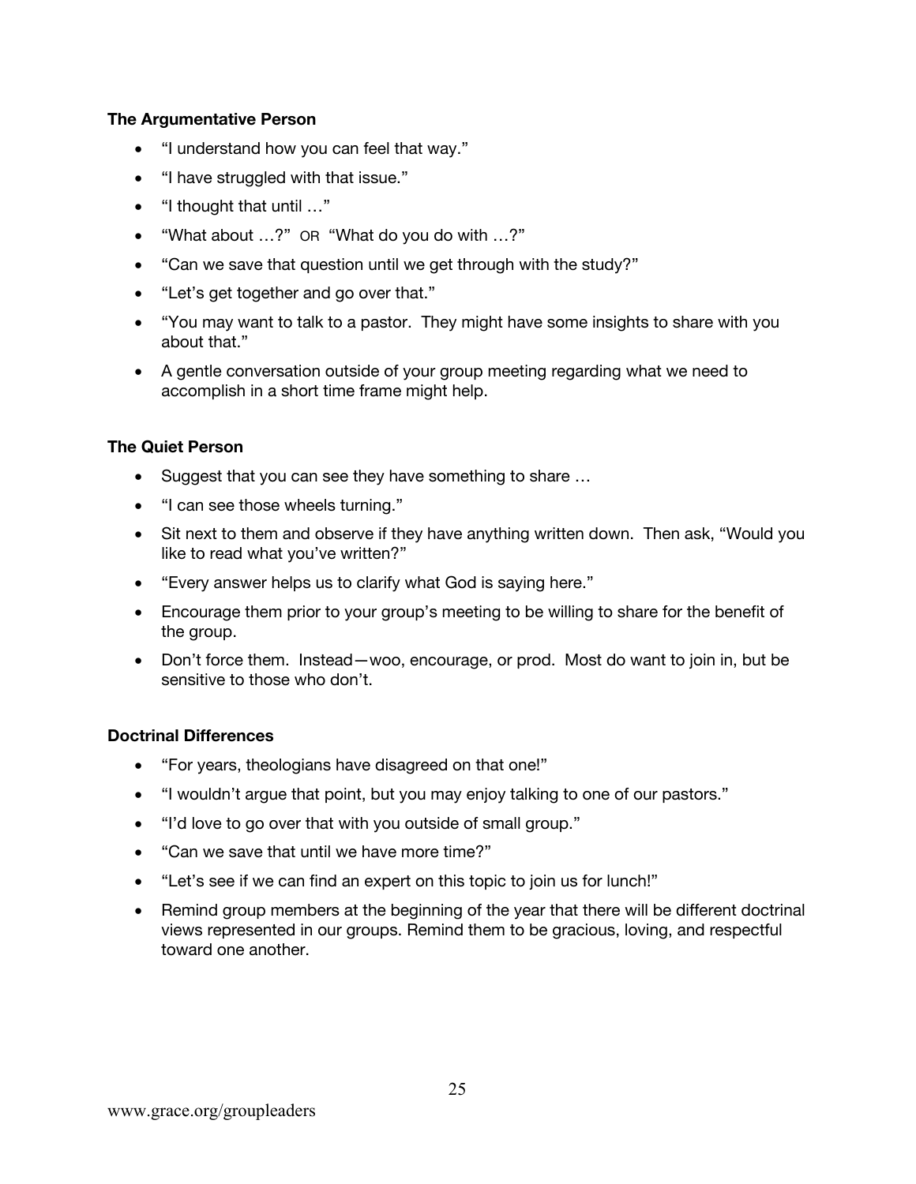**The Argumentative Person**

- "I understand how you can feel that way."
- "I have struggled with that issue."
- "I thought that until …"
- "What about …?" OR "What do you do with …?"
- "Can we save that question until we get through with the study?"
- "Let's get together and go over that."
- "You may want to talk to a pastor. They might have some insights to share with you about that."
- A gentle conversation outside of your group meeting regarding what we need to accomplish in a short time frame might help.

**The Quiet Person**

- Suggest that you can see they have something to share …
- "I can see those wheels turning."
- Sit next to them and observe if they have anything written down. Then ask, "Would you like to read what you've written?"
- "Every answer helps us to clarify what God is saying here."
- Encourage them prior to your group's meeting to be willing to share for the benefit of the group.
- Don't force them. Instead—woo, encourage, or prod. Most do want to join in, but be sensitive to those who don't.

**Doctrinal Differences**

- "For years, theologians have disagreed on that one!"
- "I wouldn't argue that point, but you may enjoy talking to one of our pastors."
- "I'd love to go over that with you outside of small group."
- "Can we save that until we have more time?"
- "Let's see if we can find an expert on this topic to join us for lunch!"
- Remind group members at the beginning of the year that there will be different doctrinal views represented in our groups. Remind them to be gracious, loving, and respectful toward one another.

www.grace.org/groupleaders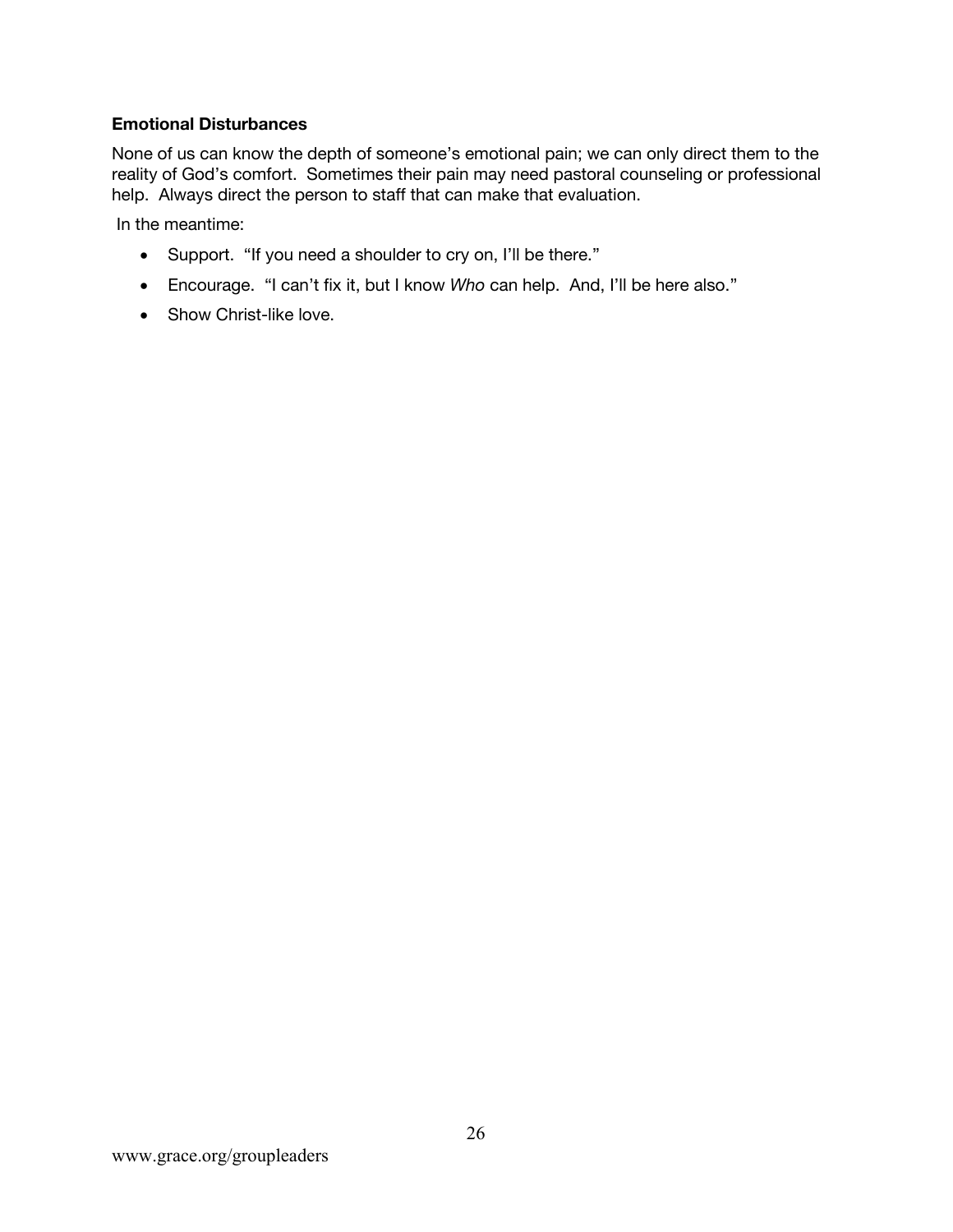**Emotional Disturbances**

None of us can know the depth of someone's emotional pain; we can only direct them to the reality of God's comfort. Sometimes their pain may need pastoral counseling or professional help. Always direct the person to staff that can make that evaluation.

In the meantime:

- Support. "If you need a shoulder to cry on, I'll be there."
- Encourage. "I can't fix it, but I know *Who* can help. And, I'll be here also."
- Show Christ-like love.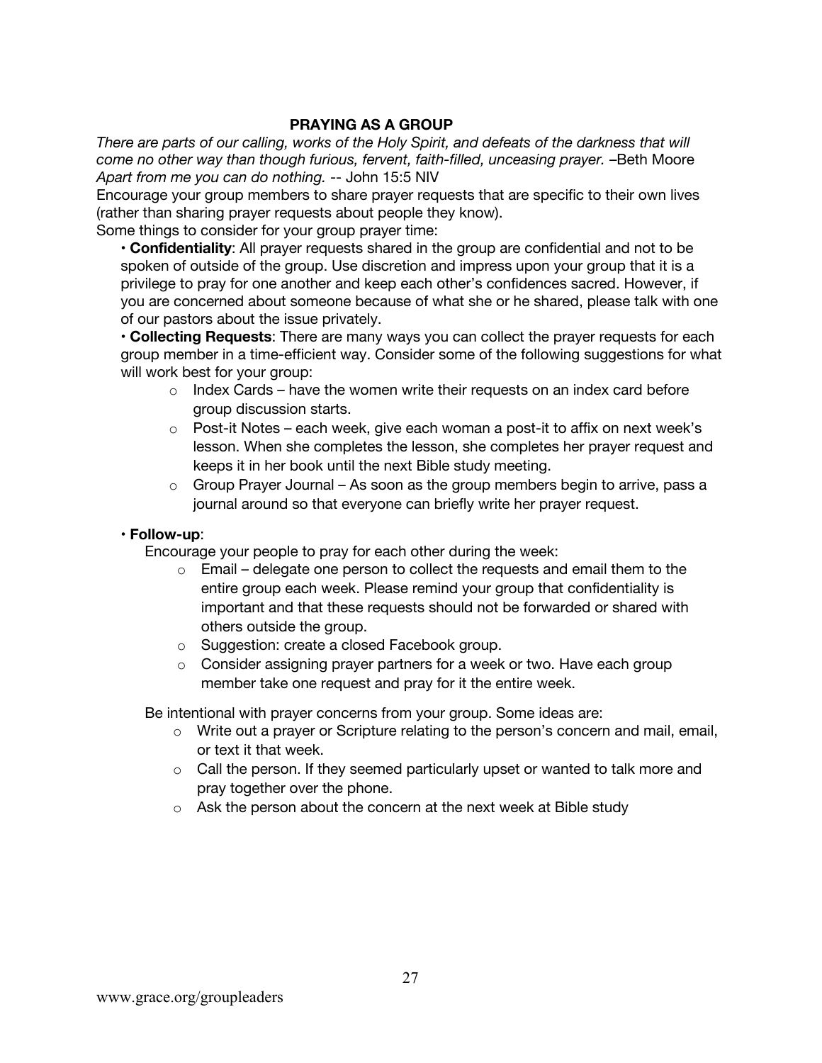## PRAYING AS A GROUP

*There are parts of our calling, works of the Holy Spirit, and defeats of the darkness that will come no other way than though furious, fervent, faith-filled, unceasing prayer.* –Beth Moore
*Apart from me you can do nothing.* -- John 15:5 NIV

Encourage your group members to share prayer requests that are specific to their own lives (rather than sharing prayer requests about people they know).

Some things to consider for your group prayer time:

- **Confidentiality**: All prayer requests shared in the group are confidential and not to be spoken of outside of the group. Use discretion and impress upon your group that it is a privilege to pray for one another and keep each other's confidences sacred. However, if you are concerned about someone because of what she or he shared, please talk with one of our pastors about the issue privately.
- **Collecting Requests**: There are many ways you can collect the prayer requests for each group member in a time-efficient way. Consider some of the following suggestions for what will work best for your group:
  - Index Cards – have the women write their requests on an index card before group discussion starts.
  - Post-it Notes – each week, give each woman a post-it to affix on next week's lesson. When she completes the lesson, she completes her prayer request and keeps it in her book until the next Bible study meeting.
  - Group Prayer Journal – As soon as the group members begin to arrive, pass a journal around so that everyone can briefly write her prayer request.
- **Follow-up**:

  Encourage your people to pray for each other during the week:
  - Email – delegate one person to collect the requests and email them to the entire group each week. Please remind your group that confidentiality is important and that these requests should not be forwarded or shared with others outside the group.
  - Suggestion: create a closed Facebook group.
  - Consider assigning prayer partners for a week or two. Have each group member take one request and pray for it the entire week.

  Be intentional with prayer concerns from your group. Some ideas are:
  - Write out a prayer or Scripture relating to the person's concern and mail, email, or text it that week.
  - Call the person. If they seemed particularly upset or wanted to talk more and pray together over the phone.
  - Ask the person about the concern at the next week at Bible study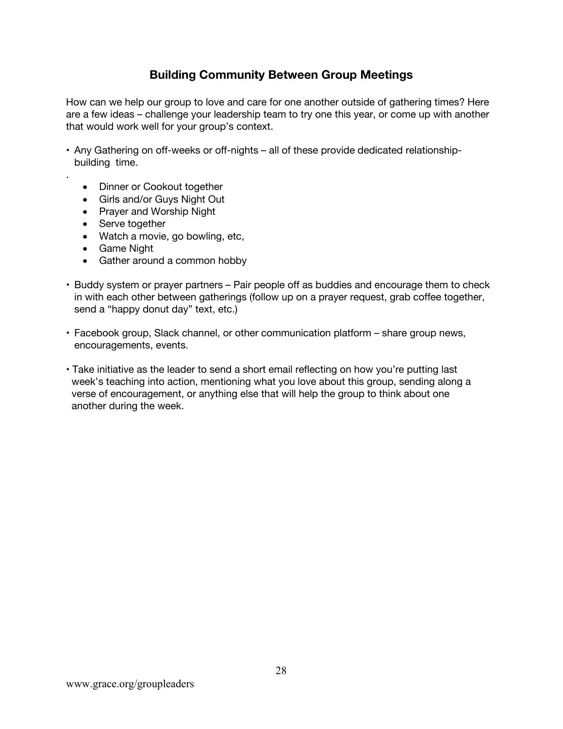## Building Community Between Group Meetings

How can we help our group to love and care for one another outside of gathering times? Here are a few ideas – challenge your leadership team to try one this year, or come up with another that would work well for your group's context.

- Any Gathering on off-weeks or off-nights – all of these provide dedicated relationship-building time.
  - Dinner or Cookout together
  - Girls and/or Guys Night Out
  - Prayer and Worship Night
  - Serve together
  - Watch a movie, go bowling, etc,
  - Game Night
  - Gather around a common hobby
- Buddy system or prayer partners – Pair people off as buddies and encourage them to check in with each other between gatherings (follow up on a prayer request, grab coffee together, send a "happy donut day" text, etc.)
- Facebook group, Slack channel, or other communication platform – share group news, encouragements, events.
- Take initiative as the leader to send a short email reflecting on how you're putting last week's teaching into action, mentioning what you love about this group, sending along a verse of encouragement, or anything else that will help the group to think about one another during the week.

www.grace.org/groupleaders